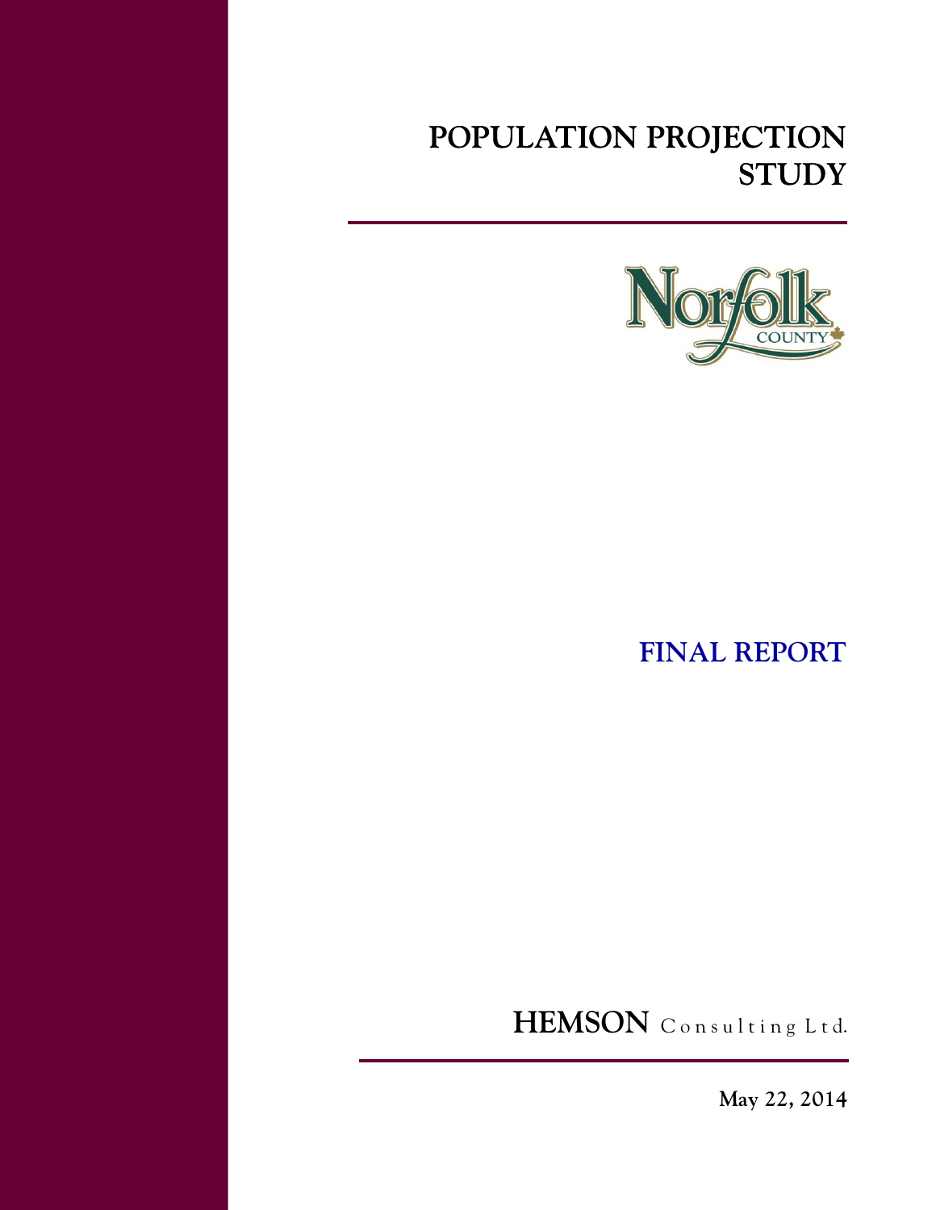# POPULATION PROJECTION STUDY

Norfolk County

## FINAL REPORT

**HEMSON** Consulting Ltd.

**May 22, 2014**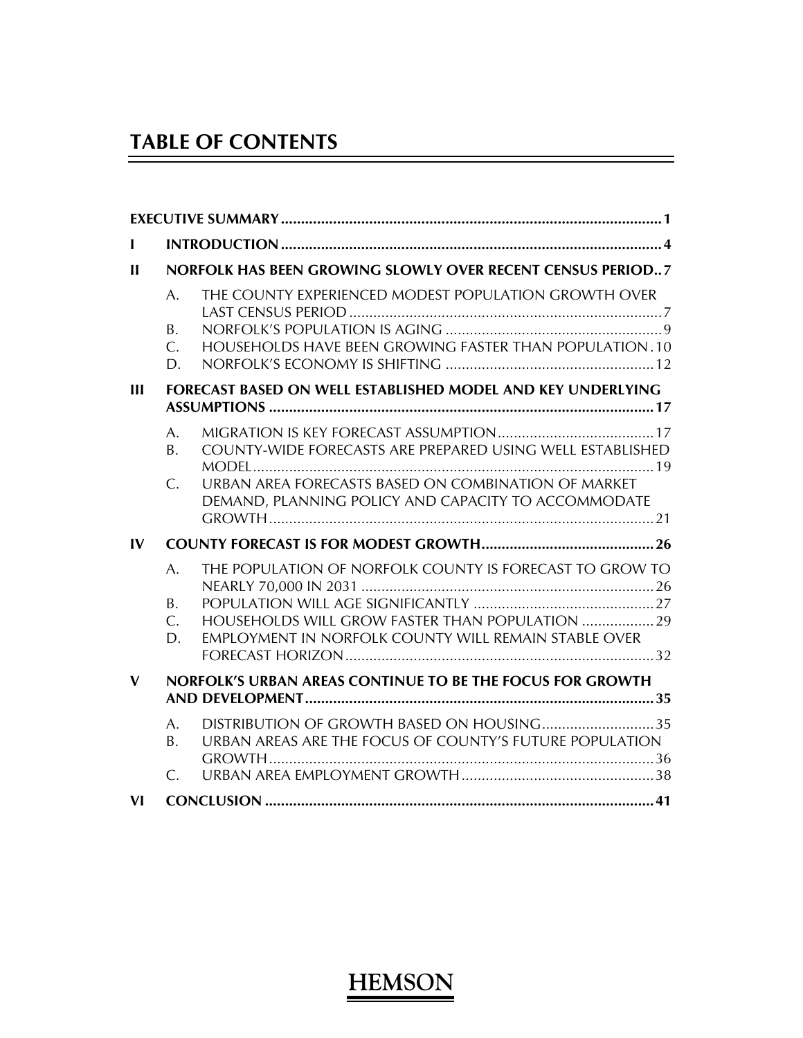# TABLE OF CONTENTS

**EXECUTIVE SUMMARY** ..... 1

**I INTRODUCTION** ..... 4

**II NORFOLK HAS BEEN GROWING SLOWLY OVER RECENT CENSUS PERIOD** .. 7

- A. THE COUNTY EXPERIENCED MODEST POPULATION GROWTH OVER LAST CENSUS PERIOD ..... 7
- B. NORFOLK'S POPULATION IS AGING ..... 9
- C. HOUSEHOLDS HAVE BEEN GROWING FASTER THAN POPULATION . 10
- D. NORFOLK'S ECONOMY IS SHIFTING ..... 12

**III FORECAST BASED ON WELL ESTABLISHED MODEL AND KEY UNDERLYING ASSUMPTIONS** ..... 17

- A. MIGRATION IS KEY FORECAST ASSUMPTION ..... 17
- B. COUNTY-WIDE FORECASTS ARE PREPARED USING WELL ESTABLISHED MODEL ..... 19
- C. URBAN AREA FORECASTS BASED ON COMBINATION OF MARKET DEMAND, PLANNING POLICY AND CAPACITY TO ACCOMMODATE GROWTH ..... 21

**IV COUNTY FORECAST IS FOR MODEST GROWTH** ..... 26

- A. THE POPULATION OF NORFOLK COUNTY IS FORECAST TO GROW TO NEARLY 70,000 IN 2031 ..... 26
- B. POPULATION WILL AGE SIGNIFICANTLY ..... 27
- C. HOUSEHOLDS WILL GROW FASTER THAN POPULATION ..... 29
- D. EMPLOYMENT IN NORFOLK COUNTY WILL REMAIN STABLE OVER FORECAST HORIZON ..... 32

**V NORFOLK'S URBAN AREAS CONTINUE TO BE THE FOCUS FOR GROWTH AND DEVELOPMENT** ..... 35

- A. DISTRIBUTION OF GROWTH BASED ON HOUSING ..... 35
- B. URBAN AREAS ARE THE FOCUS OF COUNTY'S FUTURE POPULATION GROWTH ..... 36
- C. URBAN AREA EMPLOYMENT GROWTH ..... 38

**VI CONCLUSION** ..... 41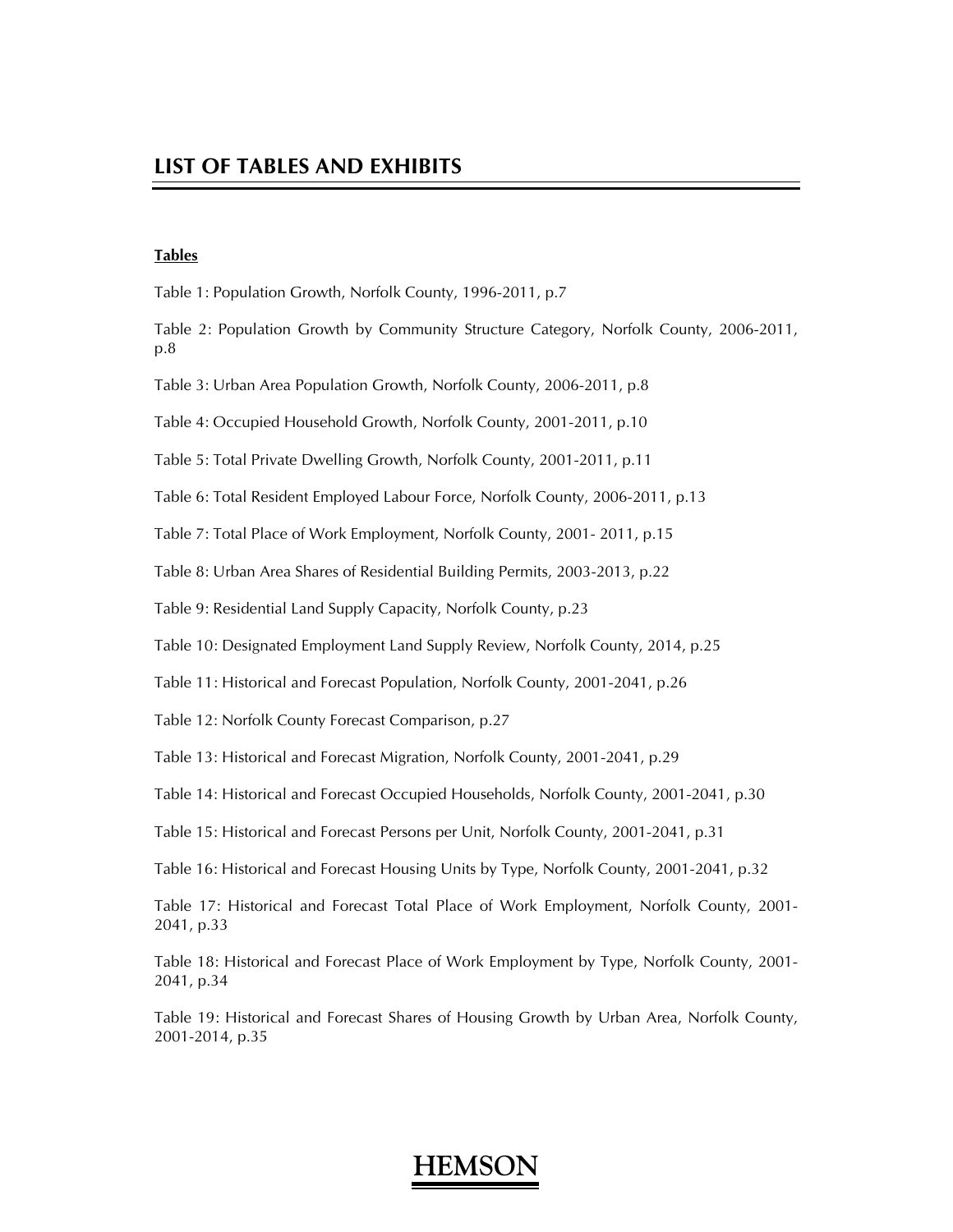# LIST OF TABLES AND EXHIBITS

**Tables**

Table 1: Population Growth, Norfolk County, 1996-2011, p.7

Table 2: Population Growth by Community Structure Category, Norfolk County, 2006-2011, p.8

Table 3: Urban Area Population Growth, Norfolk County, 2006-2011, p.8

Table 4: Occupied Household Growth, Norfolk County, 2001-2011, p.10

Table 5: Total Private Dwelling Growth, Norfolk County, 2001-2011, p.11

Table 6: Total Resident Employed Labour Force, Norfolk County, 2006-2011, p.13

Table 7: Total Place of Work Employment, Norfolk County, 2001- 2011, p.15

Table 8: Urban Area Shares of Residential Building Permits, 2003-2013, p.22

Table 9: Residential Land Supply Capacity, Norfolk County, p.23

Table 10: Designated Employment Land Supply Review, Norfolk County, 2014, p.25

Table 11: Historical and Forecast Population, Norfolk County, 2001-2041, p.26

Table 12: Norfolk County Forecast Comparison, p.27

Table 13: Historical and Forecast Migration, Norfolk County, 2001-2041, p.29

Table 14: Historical and Forecast Occupied Households, Norfolk County, 2001-2041, p.30

Table 15: Historical and Forecast Persons per Unit, Norfolk County, 2001-2041, p.31

Table 16: Historical and Forecast Housing Units by Type, Norfolk County, 2001-2041, p.32

Table 17: Historical and Forecast Total Place of Work Employment, Norfolk County, 2001-2041, p.33

Table 18: Historical and Forecast Place of Work Employment by Type, Norfolk County, 2001-2041, p.34

Table 19: Historical and Forecast Shares of Housing Growth by Urban Area, Norfolk County, 2001-2014, p.35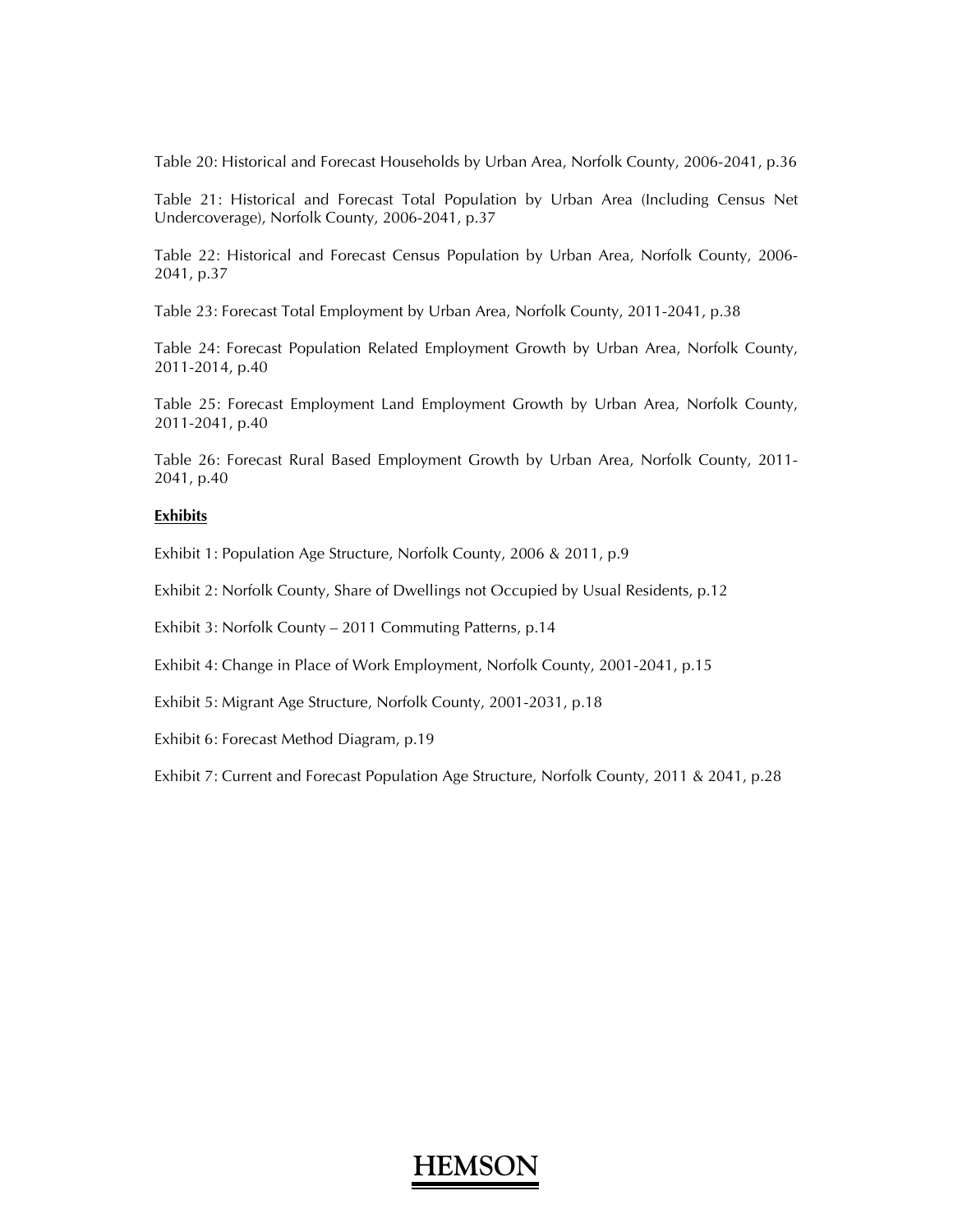Table 20: Historical and Forecast Households by Urban Area, Norfolk County, 2006-2041, p.36

Table 21: Historical and Forecast Total Population by Urban Area (Including Census Net Undercoverage), Norfolk County, 2006-2041, p.37

Table 22: Historical and Forecast Census Population by Urban Area, Norfolk County, 2006-2041, p.37

Table 23: Forecast Total Employment by Urban Area, Norfolk County, 2011-2041, p.38

Table 24: Forecast Population Related Employment Growth by Urban Area, Norfolk County, 2011-2014, p.40

Table 25: Forecast Employment Land Employment Growth by Urban Area, Norfolk County, 2011-2041, p.40

Table 26: Forecast Rural Based Employment Growth by Urban Area, Norfolk County, 2011-2041, p.40

**Exhibits**

Exhibit 1: Population Age Structure, Norfolk County, 2006 & 2011, p.9

Exhibit 2: Norfolk County, Share of Dwellings not Occupied by Usual Residents, p.12

Exhibit 3: Norfolk County – 2011 Commuting Patterns, p.14

Exhibit 4: Change in Place of Work Employment, Norfolk County, 2001-2041, p.15

Exhibit 5: Migrant Age Structure, Norfolk County, 2001-2031, p.18

Exhibit 6: Forecast Method Diagram, p.19

Exhibit 7: Current and Forecast Population Age Structure, Norfolk County, 2011 & 2041, p.28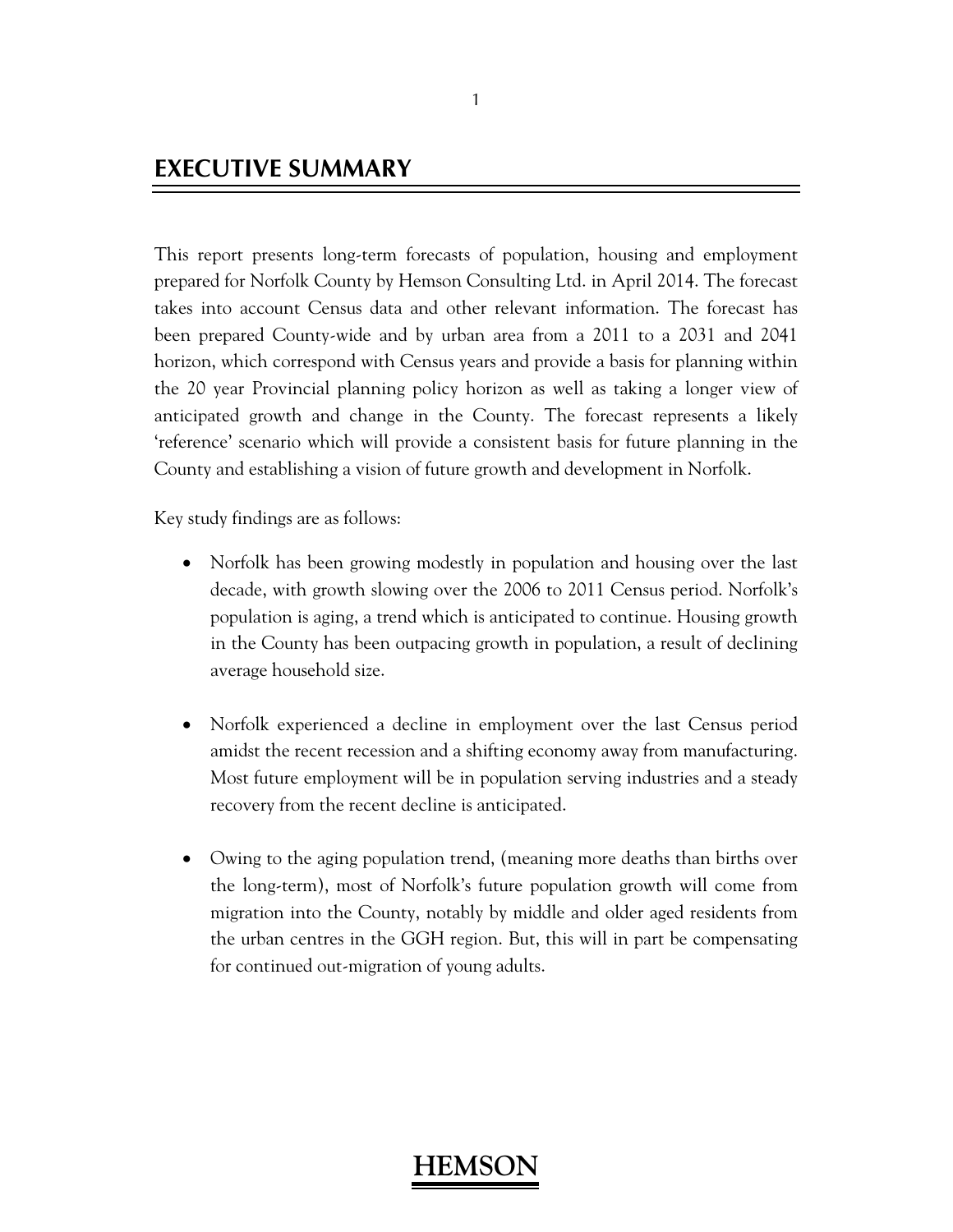# EXECUTIVE SUMMARY

This report presents long-term forecasts of population, housing and employment prepared for Norfolk County by Hemson Consulting Ltd. in April 2014. The forecast takes into account Census data and other relevant information. The forecast has been prepared County-wide and by urban area from a 2011 to a 2031 and 2041 horizon, which correspond with Census years and provide a basis for planning within the 20 year Provincial planning policy horizon as well as taking a longer view of anticipated growth and change in the County. The forecast represents a likely 'reference' scenario which will provide a consistent basis for future planning in the County and establishing a vision of future growth and development in Norfolk.

Key study findings are as follows:

- Norfolk has been growing modestly in population and housing over the last decade, with growth slowing over the 2006 to 2011 Census period. Norfolk's population is aging, a trend which is anticipated to continue. Housing growth in the County has been outpacing growth in population, a result of declining average household size.

- Norfolk experienced a decline in employment over the last Census period amidst the recent recession and a shifting economy away from manufacturing. Most future employment will be in population serving industries and a steady recovery from the recent decline is anticipated.

- Owing to the aging population trend, (meaning more deaths than births over the long-term), most of Norfolk's future population growth will come from migration into the County, notably by middle and older aged residents from the urban centres in the GGH region. But, this will in part be compensating for continued out-migration of young adults.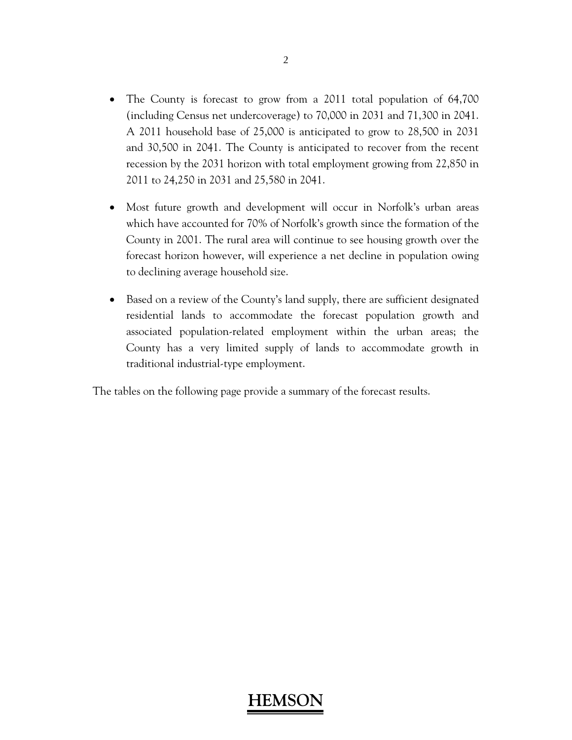- The County is forecast to grow from a 2011 total population of 64,700 (including Census net undercoverage) to 70,000 in 2031 and 71,300 in 2041. A 2011 household base of 25,000 is anticipated to grow to 28,500 in 2031 and 30,500 in 2041. The County is anticipated to recover from the recent recession by the 2031 horizon with total employment growing from 22,850 in 2011 to 24,250 in 2031 and 25,580 in 2041.

- Most future growth and development will occur in Norfolk's urban areas which have accounted for 70% of Norfolk's growth since the formation of the County in 2001. The rural area will continue to see housing growth over the forecast horizon however, will experience a net decline in population owing to declining average household size.

- Based on a review of the County's land supply, there are sufficient designated residential lands to accommodate the forecast population growth and associated population-related employment within the urban areas; the County has a very limited supply of lands to accommodate growth in traditional industrial-type employment.

The tables on the following page provide a summary of the forecast results.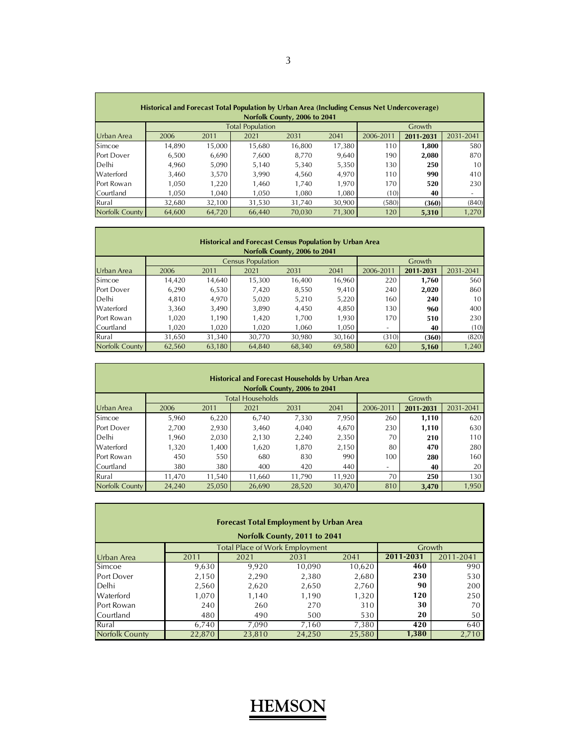| Historical and Forecast Total Population by Urban Area (Including Census Net Undercoverage) Norfolk County, 2006 to 2041 | | | | | | | | |
|---|---|---|---|---|---|---|---|---|
| | Total Population | | | | | Growth | | |
| Urban Area | 2006 | 2011 | 2021 | 2031 | 2041 | 2006-2011 | **2011-2031** | 2031-2041 |
| Simcoe | 14,890 | 15,000 | 15,680 | 16,800 | 17,380 | 110 | **1,800** | 580 |
| Port Dover | 6,500 | 6,690 | 7,600 | 8,770 | 9,640 | 190 | **2,080** | 870 |
| Delhi | 4,960 | 5,090 | 5,140 | 5,340 | 5,350 | 130 | **250** | 10 |
| Waterford | 3,460 | 3,570 | 3,990 | 4,560 | 4,970 | 110 | **990** | 410 |
| Port Rowan | 1,050 | 1,220 | 1,460 | 1,740 | 1,970 | 170 | **520** | 230 |
| Courtland | 1,050 | 1,040 | 1,050 | 1,080 | 1,080 | (10) | **40** | - |
| Rural | 32,680 | 32,100 | 31,530 | 31,740 | 30,900 | (580) | **(360)** | (840) |
| Norfolk County | 64,600 | 64,720 | 66,440 | 70,030 | 71,300 | 120 | **5,310** | 1,270 |

| Historical and Forecast Census Population by Urban Area Norfolk County, 2006 to 2041 | | | | | | | | |
|---|---|---|---|---|---|---|---|---|
| | Census Population | | | | | Growth | | |
| Urban Area | 2006 | 2011 | 2021 | 2031 | 2041 | 2006-2011 | **2011-2031** | 2031-2041 |
| Simcoe | 14,420 | 14,640 | 15,300 | 16,400 | 16,960 | 220 | **1,760** | 560 |
| Port Dover | 6,290 | 6,530 | 7,420 | 8,550 | 9,410 | 240 | **2,020** | 860 |
| Delhi | 4,810 | 4,970 | 5,020 | 5,210 | 5,220 | 160 | **240** | 10 |
| Waterford | 3,360 | 3,490 | 3,890 | 4,450 | 4,850 | 130 | **960** | 400 |
| Port Rowan | 1,020 | 1,190 | 1,420 | 1,700 | 1,930 | 170 | **510** | 230 |
| Courtland | 1,020 | 1,020 | 1,020 | 1,060 | 1,050 | - | **40** | (10) |
| Rural | 31,650 | 31,340 | 30,770 | 30,980 | 30,160 | (310) | **(360)** | (820) |
| Norfolk County | 62,560 | 63,180 | 64,840 | 68,340 | 69,580 | 620 | **5,160** | 1,240 |

| Historical and Forecast Households by Urban Area Norfolk County, 2006 to 2041 | | | | | | | | |
|---|---|---|---|---|---|---|---|---|
| | Total Households | | | | | Growth | | |
| Urban Area | 2006 | 2011 | 2021 | 2031 | 2041 | 2006-2011 | **2011-2031** | 2031-2041 |
| Simcoe | 5,960 | 6,220 | 6,740 | 7,330 | 7,950 | 260 | **1,110** | 620 |
| Port Dover | 2,700 | 2,930 | 3,460 | 4,040 | 4,670 | 230 | **1,110** | 630 |
| Delhi | 1,960 | 2,030 | 2,130 | 2,240 | 2,350 | 70 | **210** | 110 |
| Waterford | 1,320 | 1,400 | 1,620 | 1,870 | 2,150 | 80 | **470** | 280 |
| Port Rowan | 450 | 550 | 680 | 830 | 990 | 100 | **280** | 160 |
| Courtland | 380 | 380 | 400 | 420 | 440 | - | **40** | 20 |
| Rural | 11,470 | 11,540 | 11,660 | 11,790 | 11,920 | 70 | **250** | 130 |
| Norfolk County | 24,240 | 25,050 | 26,690 | 28,520 | 30,470 | 810 | **3,470** | 1,950 |

| Forecast Total Employment by Urban Area Norfolk County, 2011 to 2041 | | | | | | |
|---|---|---|---|---|---|---|
| | Total Place of Work Employment | | | | Growth | |
| Urban Area | 2011 | 2021 | 2031 | 2041 | **2011-2031** | 2011-2041 |
| Simcoe | 9,630 | 9,920 | 10,090 | 10,620 | **460** | 990 |
| Port Dover | 2,150 | 2,290 | 2,380 | 2,680 | **230** | 530 |
| Delhi | 2,560 | 2,620 | 2,650 | 2,760 | **90** | 200 |
| Waterford | 1,070 | 1,140 | 1,190 | 1,320 | **120** | 250 |
| Port Rowan | 240 | 260 | 270 | 310 | **30** | 70 |
| Courtland | 480 | 490 | 500 | 530 | **20** | 50 |
| Rural | 6,740 | 7,090 | 7,160 | 7,380 | **420** | 640 |
| Norfolk County | 22,870 | 23,810 | 24,250 | 25,580 | **1,380** | 2,710 |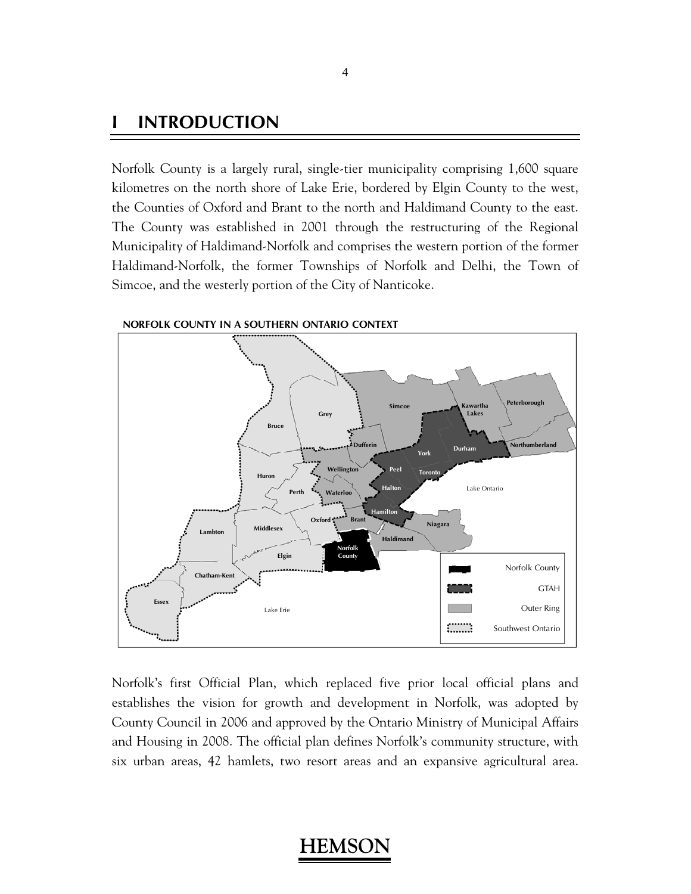# 1 INTRODUCTION

Norfolk County is a largely rural, single-tier municipality comprising 1,600 square kilometres on the north shore of Lake Erie, bordered by Elgin County to the west, the Counties of Oxford and Brant to the north and Haldimand County to the east. The County was established in 2001 through the restructuring of the Regional Municipality of Haldimand-Norfolk and comprises the western portion of the former Haldimand-Norfolk, the former Townships of Norfolk and Delhi, the Town of Simcoe, and the westerly portion of the City of Nanticoke.

**NORFOLK COUNTY IN A SOUTHERN ONTARIO CONTEXT**

Norfolk's first Official Plan, which replaced five prior local official plans and establishes the vision for growth and development in Norfolk, was adopted by County Council in 2006 and approved by the Ontario Ministry of Municipal Affairs and Housing in 2008. The official plan defines Norfolk's community structure, with six urban areas, 42 hamlets, two resort areas and an expansive agricultural area.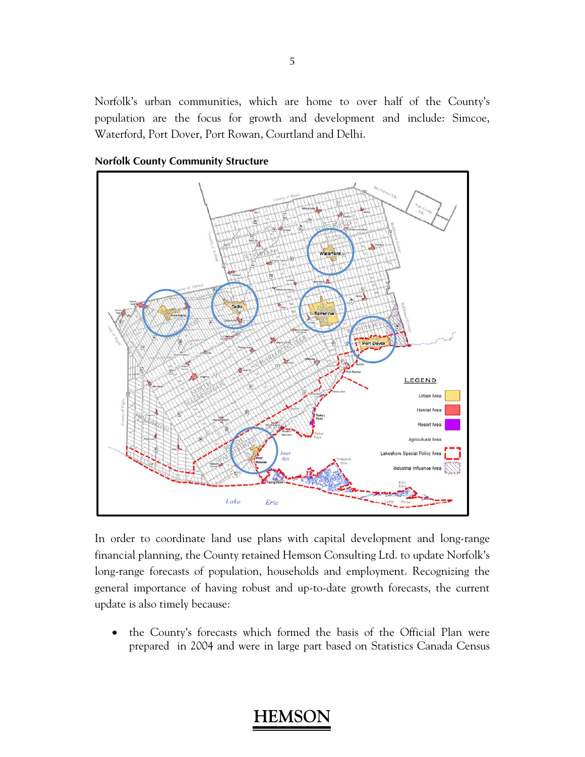Norfolk's urban communities, which are home to over half of the County's population are the focus for growth and development and include: Simcoe, Waterford, Port Dover, Port Rowan, Courtland and Delhi.

**Norfolk County Community Structure**

In order to coordinate land use plans with capital development and long-range financial planning, the County retained Hemson Consulting Ltd. to update Norfolk's long-range forecasts of population, households and employment. Recognizing the general importance of having robust and up-to-date growth forecasts, the current update is also timely because:

- the County's forecasts which formed the basis of the Official Plan were prepared in 2004 and were in large part based on Statistics Canada Census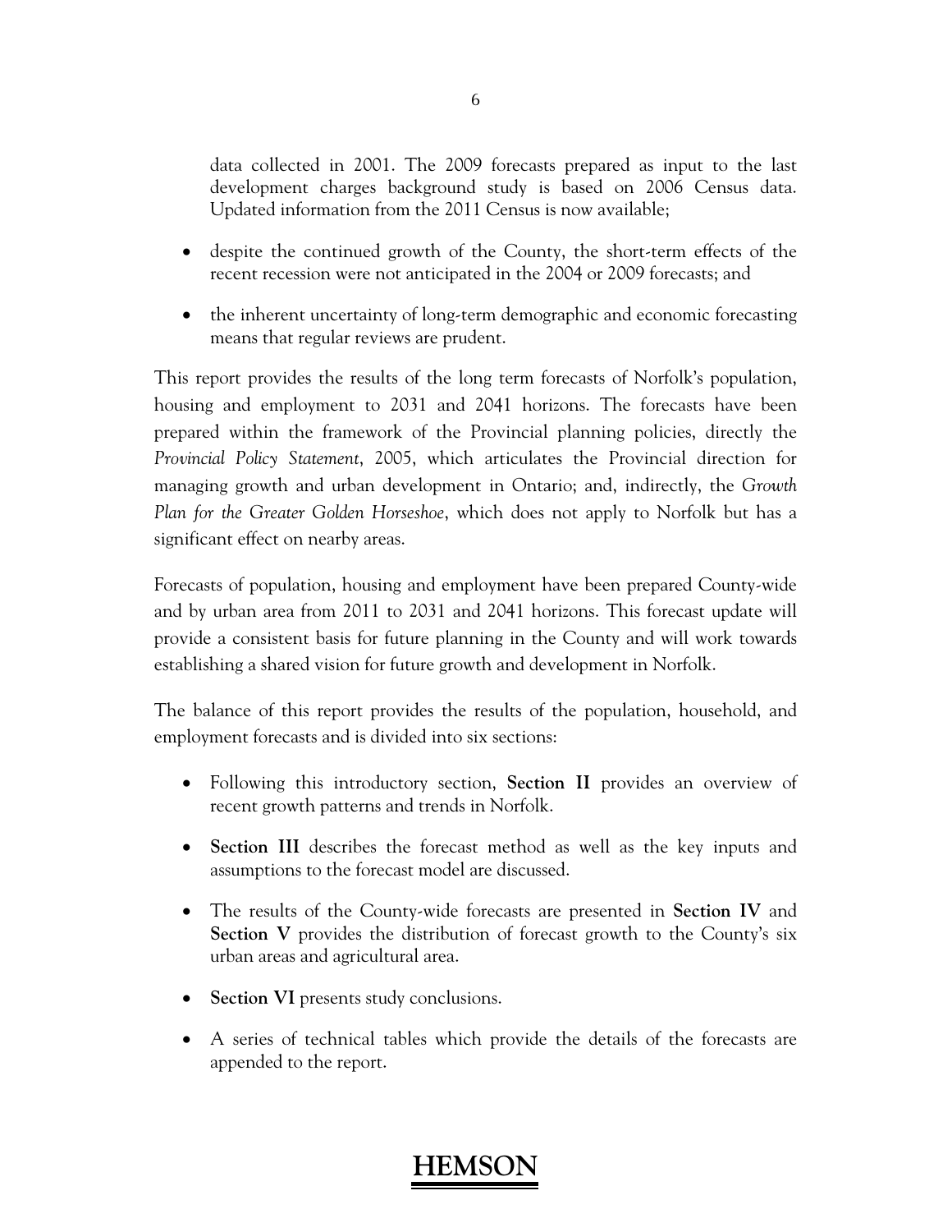data collected in 2001. The 2009 forecasts prepared as input to the last development charges background study is based on 2006 Census data. Updated information from the 2011 Census is now available;

- despite the continued growth of the County, the short-term effects of the recent recession were not anticipated in the 2004 or 2009 forecasts; and
- the inherent uncertainty of long-term demographic and economic forecasting means that regular reviews are prudent.

This report provides the results of the long term forecasts of Norfolk's population, housing and employment to 2031 and 2041 horizons. The forecasts have been prepared within the framework of the Provincial planning policies, directly the *Provincial Policy Statement*, 2005, which articulates the Provincial direction for managing growth and urban development in Ontario; and, indirectly, the *Growth Plan for the Greater Golden Horseshoe*, which does not apply to Norfolk but has a significant effect on nearby areas.

Forecasts of population, housing and employment have been prepared County-wide and by urban area from 2011 to 2031 and 2041 horizons. This forecast update will provide a consistent basis for future planning in the County and will work towards establishing a shared vision for future growth and development in Norfolk.

The balance of this report provides the results of the population, household, and employment forecasts and is divided into six sections:

- Following this introductory section, **Section II** provides an overview of recent growth patterns and trends in Norfolk.
- **Section III** describes the forecast method as well as the key inputs and assumptions to the forecast model are discussed.
- The results of the County-wide forecasts are presented in **Section IV** and **Section V** provides the distribution of forecast growth to the County's six urban areas and agricultural area.
- **Section VI** presents study conclusions.
- A series of technical tables which provide the details of the forecasts are appended to the report.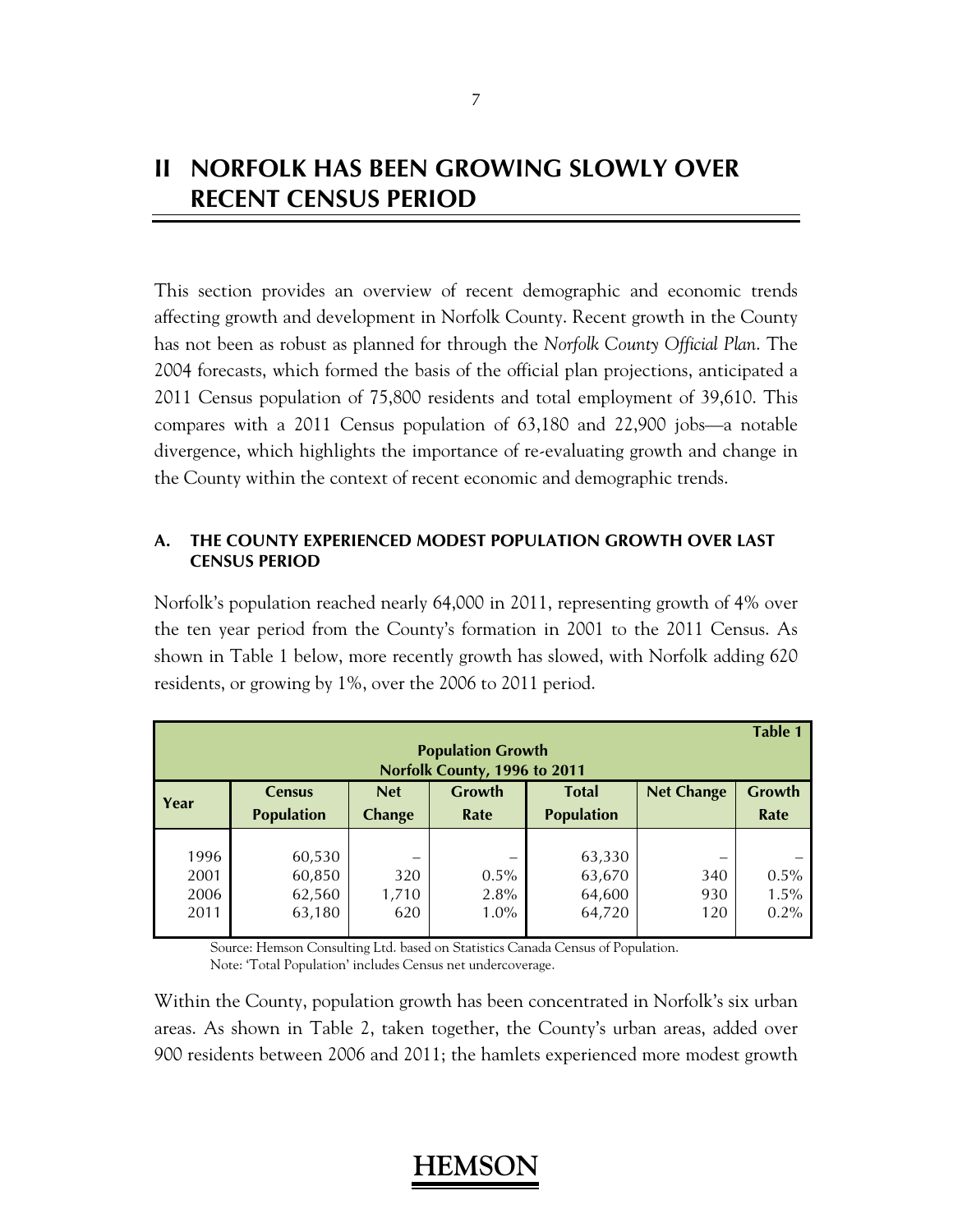# II NORFOLK HAS BEEN GROWING SLOWLY OVER RECENT CENSUS PERIOD

This section provides an overview of recent demographic and economic trends affecting growth and development in Norfolk County. Recent growth in the County has not been as robust as planned for through the *Norfolk County Official Plan*. The 2004 forecasts, which formed the basis of the official plan projections, anticipated a 2011 Census population of 75,800 residents and total employment of 39,610. This compares with a 2011 Census population of 63,180 and 22,900 jobs—a notable divergence, which highlights the importance of re-evaluating growth and change in the County within the context of recent economic and demographic trends.

## A. THE COUNTY EXPERIENCED MODEST POPULATION GROWTH OVER LAST CENSUS PERIOD

Norfolk's population reached nearly 64,000 in 2011, representing growth of 4% over the ten year period from the County's formation in 2001 to the 2011 Census. As shown in Table 1 below, more recently growth has slowed, with Norfolk adding 620 residents, or growing by 1%, over the 2006 to 2011 period.

**Table 1**
**Population Growth**
**Norfolk County, 1996 to 2011**

| Year | Census Population | Net Change | Growth Rate | Total Population | Net Change | Growth Rate |
|---|---|---|---|---|---|---|
| 1996 | 60,530 | – | – | 63,330 | – | – |
| 2001 | 60,850 | 320 | 0.5% | 63,670 | 340 | 0.5% |
| 2006 | 62,560 | 1,710 | 2.8% | 64,600 | 930 | 1.5% |
| 2011 | 63,180 | 620 | 1.0% | 64,720 | 120 | 0.2% |

Source: Hemson Consulting Ltd. based on Statistics Canada Census of Population.
Note: 'Total Population' includes Census net undercoverage.

Within the County, population growth has been concentrated in Norfolk's six urban areas. As shown in Table 2, taken together, the County's urban areas, added over 900 residents between 2006 and 2011; the hamlets experienced more modest growth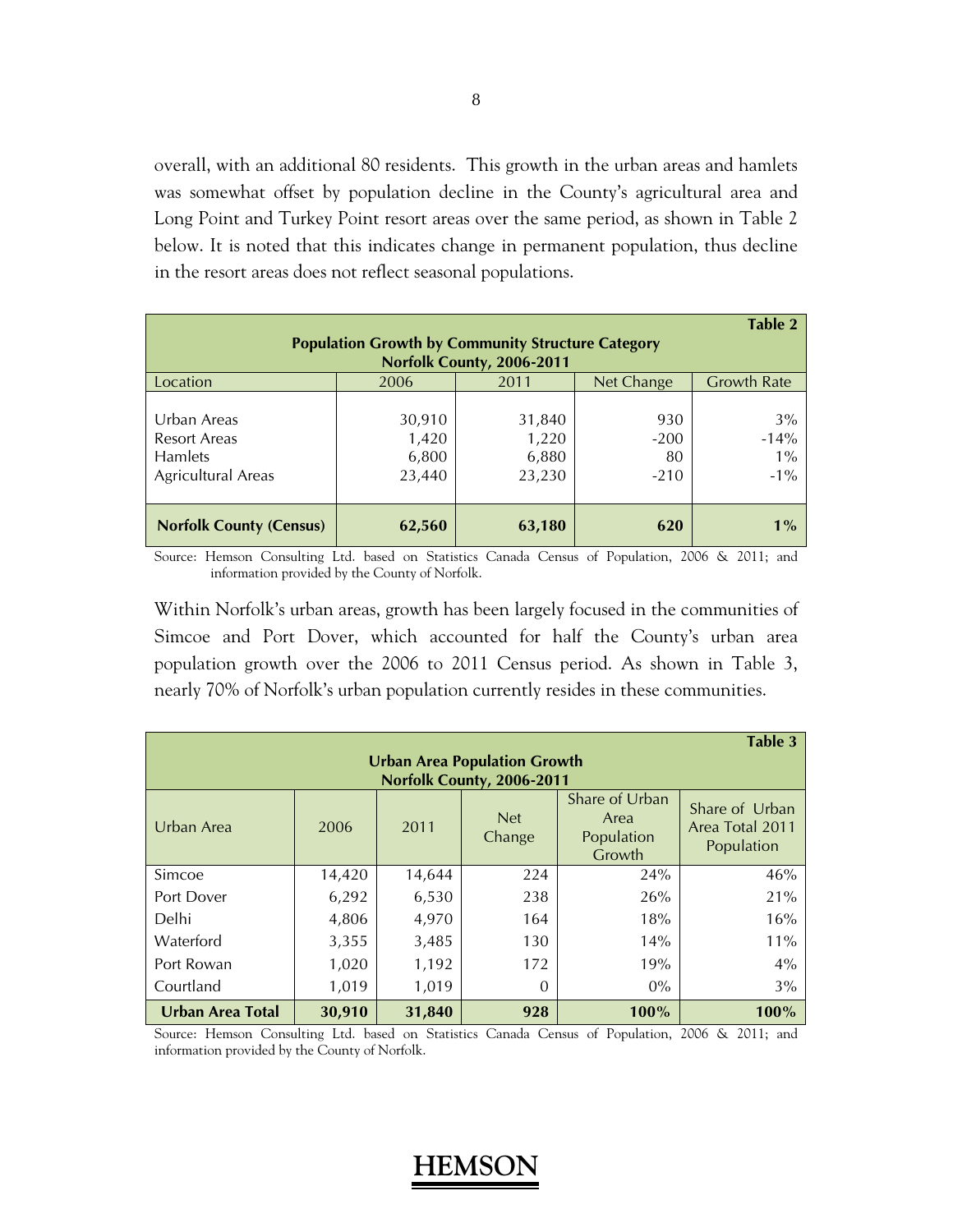overall, with an additional 80 residents. This growth in the urban areas and hamlets was somewhat offset by population decline in the County's agricultural area and Long Point and Turkey Point resort areas over the same period, as shown in Table 2 below. It is noted that this indicates change in permanent population, thus decline in the resort areas does not reflect seasonal populations.

**Table 2**
**Population Growth by Community Structure Category**
**Norfolk County, 2006-2011**

| Location | 2006 | 2011 | Net Change | Growth Rate |
|---|---|---|---|---|
| Urban Areas | 30,910 | 31,840 | 930 | 3% |
| Resort Areas | 1,420 | 1,220 | -200 | -14% |
| Hamlets | 6,800 | 6,880 | 80 | 1% |
| Agricultural Areas | 23,440 | 23,230 | -210 | -1% |
| **Norfolk County (Census)** | **62,560** | **63,180** | **620** | **1%** |

Source: Hemson Consulting Ltd. based on Statistics Canada Census of Population, 2006 & 2011; and information provided by the County of Norfolk.

Within Norfolk's urban areas, growth has been largely focused in the communities of Simcoe and Port Dover, which accounted for half the County's urban area population growth over the 2006 to 2011 Census period. As shown in Table 3, nearly 70% of Norfolk's urban population currently resides in these communities.

**Table 3**
**Urban Area Population Growth**
**Norfolk County, 2006-2011**

| Urban Area | 2006 | 2011 | Net Change | Share of Urban Area Population Growth | Share of Urban Area Total 2011 Population |
|---|---|---|---|---|---|
| Simcoe | 14,420 | 14,644 | 224 | 24% | 46% |
| Port Dover | 6,292 | 6,530 | 238 | 26% | 21% |
| Delhi | 4,806 | 4,970 | 164 | 18% | 16% |
| Waterford | 3,355 | 3,485 | 130 | 14% | 11% |
| Port Rowan | 1,020 | 1,192 | 172 | 19% | 4% |
| Courtland | 1,019 | 1,019 | 0 | 0% | 3% |
| **Urban Area Total** | **30,910** | **31,840** | **928** | **100%** | **100%** |

Source: Hemson Consulting Ltd. based on Statistics Canada Census of Population, 2006 & 2011; and information provided by the County of Norfolk.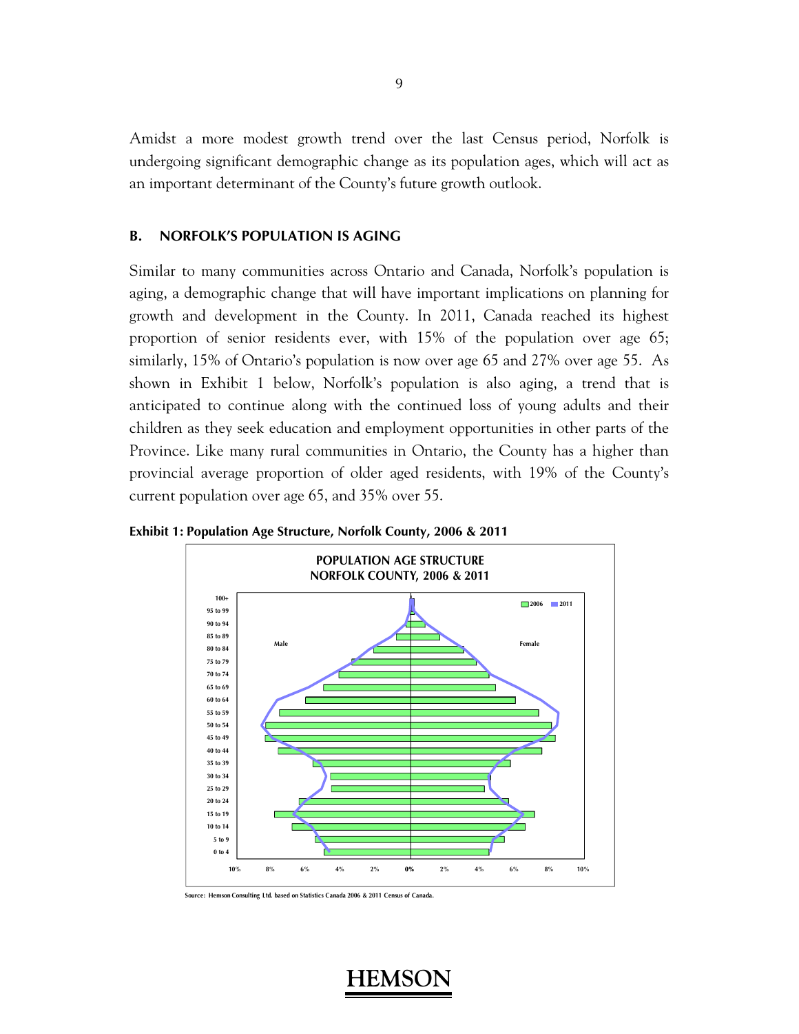Amidst a more modest growth trend over the last Census period, Norfolk is undergoing significant demographic change as its population ages, which will act as an important determinant of the County's future growth outlook.

### B. NORFOLK'S POPULATION IS AGING

Similar to many communities across Ontario and Canada, Norfolk's population is aging, a demographic change that will have important implications on planning for growth and development in the County. In 2011, Canada reached its highest proportion of senior residents ever, with 15% of the population over age 65; similarly, 15% of Ontario's population is now over age 65 and 27% over age 55. As shown in Exhibit 1 below, Norfolk's population is also aging, a trend that is anticipated to continue along with the continued loss of young adults and their children as they seek education and employment opportunities in other parts of the Province. Like many rural communities in Ontario, the County has a higher than provincial average proportion of older aged residents, with 19% of the County's current population over age 65, and 35% over 55.

**Exhibit 1: Population Age Structure, Norfolk County, 2006 & 2011**

POPULATION AGE STRUCTURE
NORFOLK COUNTY, 2006 & 2011

Source: Hemson Consulting Ltd. based on Statistics Canada 2006 & 2011 Census of Canada.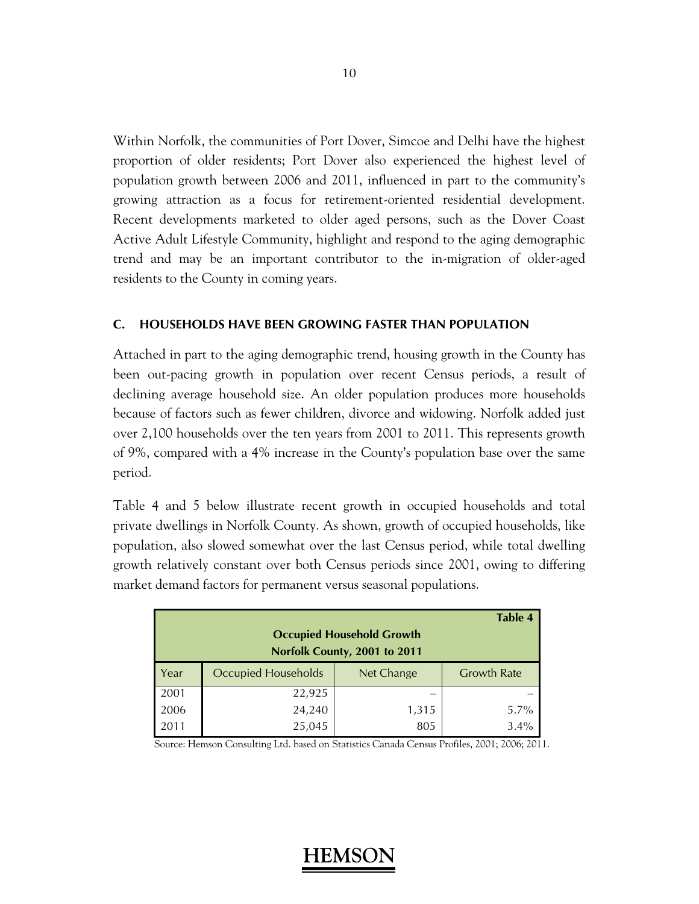Within Norfolk, the communities of Port Dover, Simcoe and Delhi have the highest proportion of older residents; Port Dover also experienced the highest level of population growth between 2006 and 2011, influenced in part to the community's growing attraction as a focus for retirement-oriented residential development. Recent developments marketed to older aged persons, such as the Dover Coast Active Adult Lifestyle Community, highlight and respond to the aging demographic trend and may be an important contributor to the in-migration of older-aged residents to the County in coming years.

### C. HOUSEHOLDS HAVE BEEN GROWING FASTER THAN POPULATION

Attached in part to the aging demographic trend, housing growth in the County has been out-pacing growth in population over recent Census periods, a result of declining average household size. An older population produces more households because of factors such as fewer children, divorce and widowing. Norfolk added just over 2,100 households over the ten years from 2001 to 2011. This represents growth of 9%, compared with a 4% increase in the County's population base over the same period.

Table 4 and 5 below illustrate recent growth in occupied households and total private dwellings in Norfolk County. As shown, growth of occupied households, like population, also slowed somewhat over the last Census period, while total dwelling growth relatively constant over both Census periods since 2001, owing to differing market demand factors for permanent versus seasonal populations.

**Table 4**
**Occupied Household Growth**
**Norfolk County, 2001 to 2011**

| Year | Occupied Households | Net Change | Growth Rate |
|---|---|---|---|
| 2001 | 22,925 | – | – |
| 2006 | 24,240 | 1,315 | 5.7% |
| 2011 | 25,045 | 805 | 3.4% |

Source: Hemson Consulting Ltd. based on Statistics Canada Census Profiles, 2001; 2006; 2011.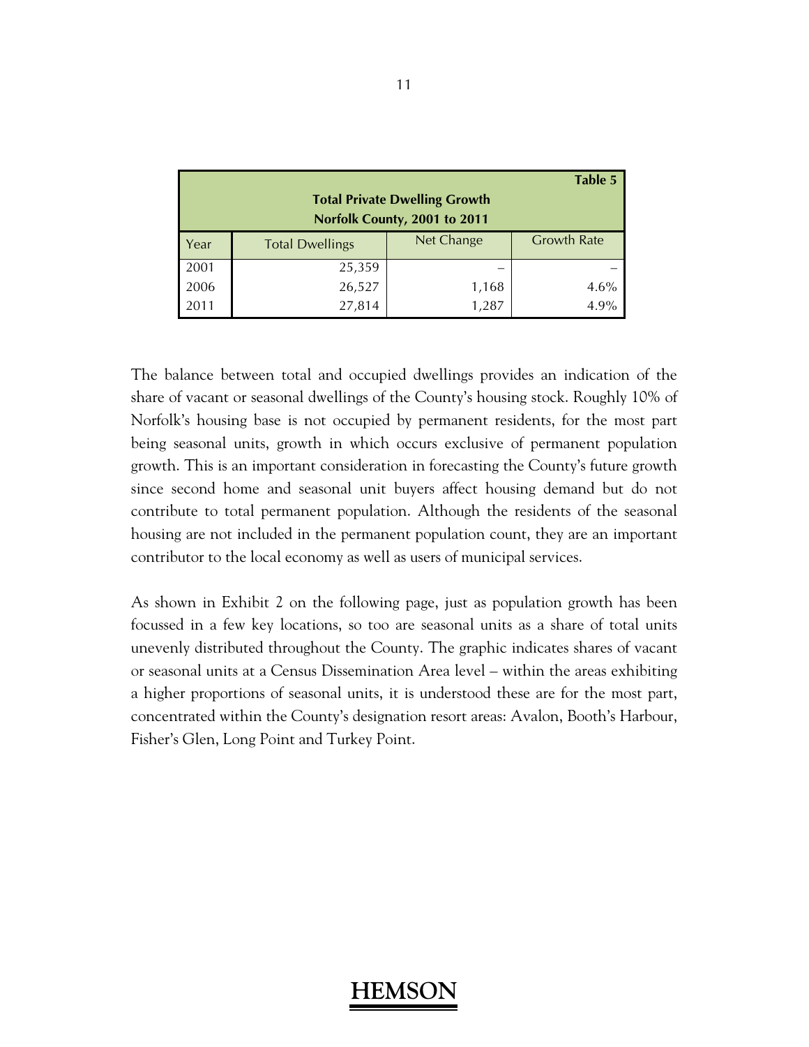| Table 5 | | | |
|---|---|---|---|
| **Total Private Dwelling Growth** | | | |
| **Norfolk County, 2001 to 2011** | | | |
| Year | Total Dwellings | Net Change | Growth Rate |
| 2001 | 25,359 | – | – |
| 2006 | 26,527 | 1,168 | 4.6% |
| 2011 | 27,814 | 1,287 | 4.9% |

The balance between total and occupied dwellings provides an indication of the share of vacant or seasonal dwellings of the County's housing stock. Roughly 10% of Norfolk's housing base is not occupied by permanent residents, for the most part being seasonal units, growth in which occurs exclusive of permanent population growth. This is an important consideration in forecasting the County's future growth since second home and seasonal unit buyers affect housing demand but do not contribute to total permanent population. Although the residents of the seasonal housing are not included in the permanent population count, they are an important contributor to the local economy as well as users of municipal services.

As shown in Exhibit 2 on the following page, just as population growth has been focussed in a few key locations, so too are seasonal units as a share of total units unevenly distributed throughout the County. The graphic indicates shares of vacant or seasonal units at a Census Dissemination Area level – within the areas exhibiting a higher proportions of seasonal units, it is understood these are for the most part, concentrated within the County's designation resort areas: Avalon, Booth's Harbour, Fisher's Glen, Long Point and Turkey Point.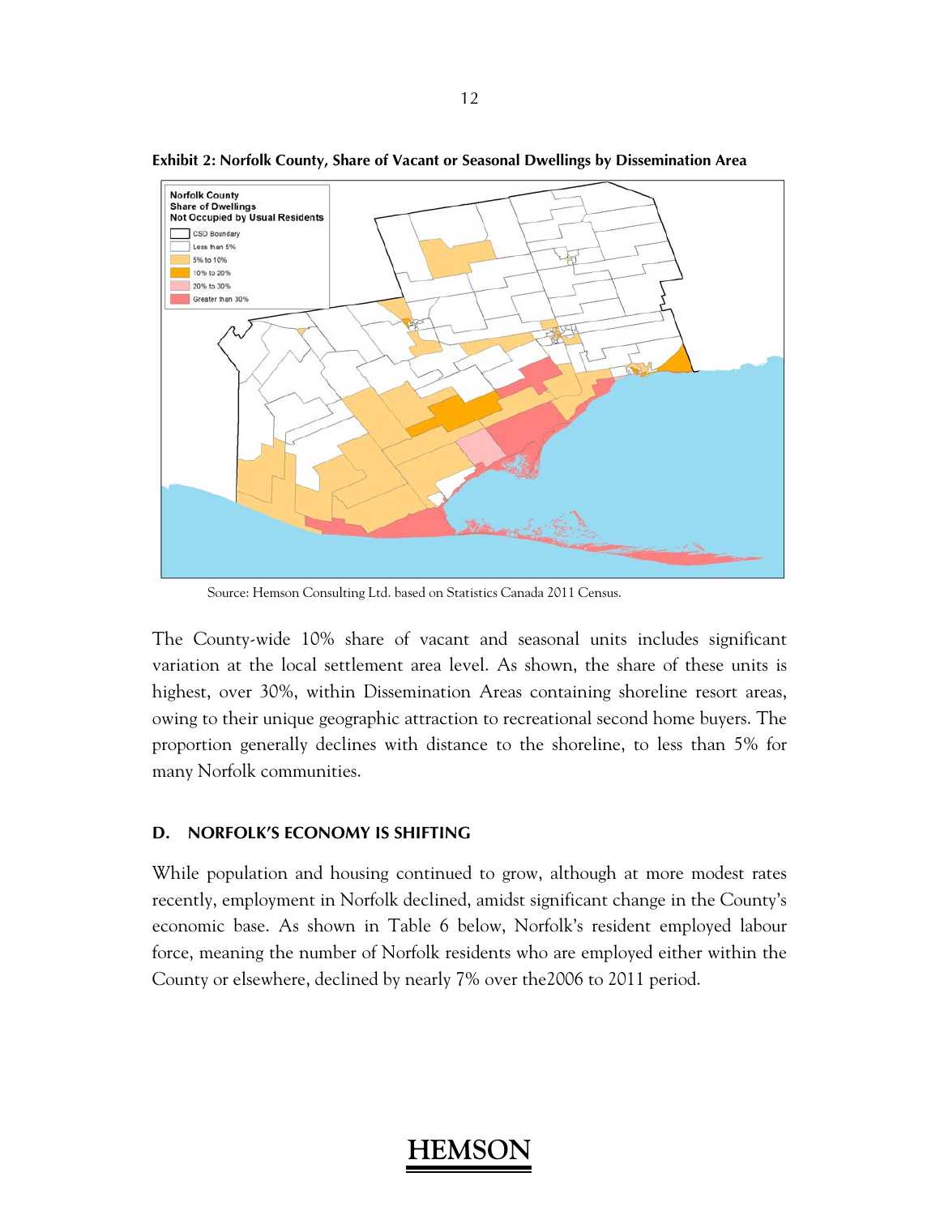**Exhibit 2: Norfolk County, Share of Vacant or Seasonal Dwellings by Dissemination Area**

Source: Hemson Consulting Ltd. based on Statistics Canada 2011 Census.

The County-wide 10% share of vacant and seasonal units includes significant variation at the local settlement area level. As shown, the share of these units is highest, over 30%, within Dissemination Areas containing shoreline resort areas, owing to their unique geographic attraction to recreational second home buyers. The proportion generally declines with distance to the shoreline, to less than 5% for many Norfolk communities.

## D. NORFOLK'S ECONOMY IS SHIFTING

While population and housing continued to grow, although at more modest rates recently, employment in Norfolk declined, amidst significant change in the County's economic base. As shown in Table 6 below, Norfolk's resident employed labour force, meaning the number of Norfolk residents who are employed either within the County or elsewhere, declined by nearly 7% over the2006 to 2011 period.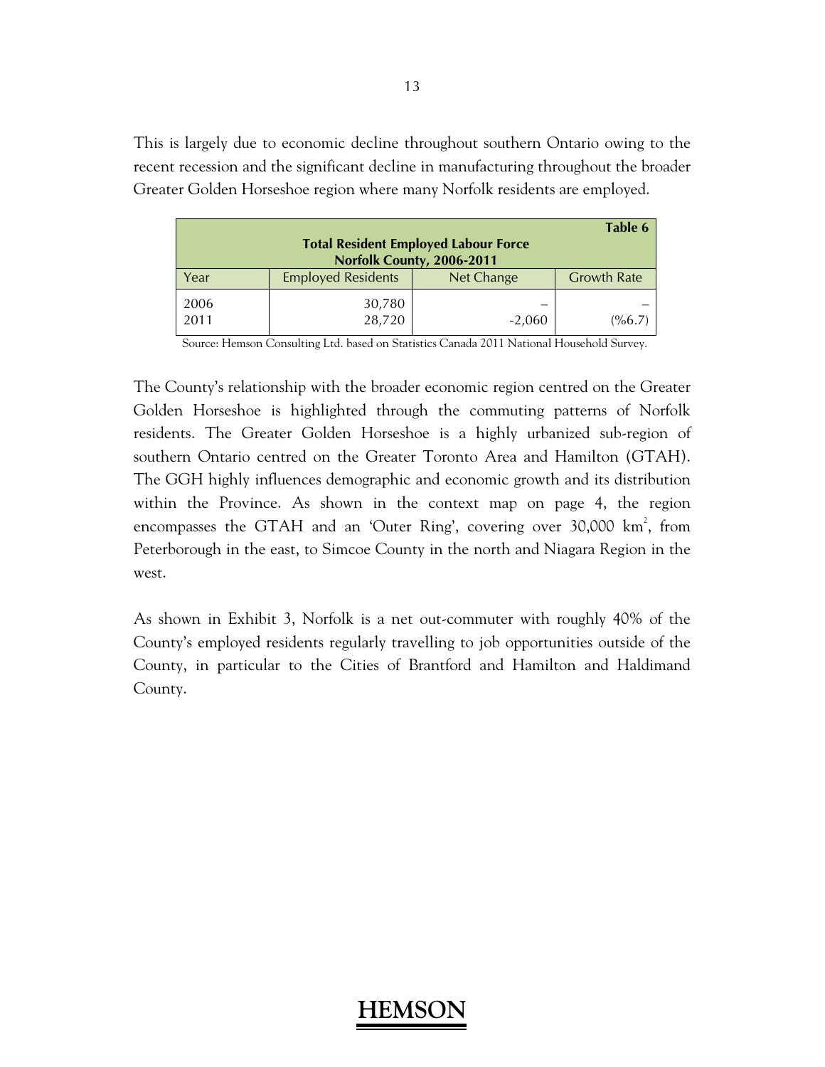This is largely due to economic decline throughout southern Ontario owing to the recent recession and the significant decline in manufacturing throughout the broader Greater Golden Horseshoe region where many Norfolk residents are employed.

| Table 6<br>**Total Resident Employed Labour Force**<br>**Norfolk County, 2006-2011** | | | |
|---|---|---|---|
| Year | Employed Residents | Net Change | Growth Rate |
| 2006 | 30,780 | – | – |
| 2011 | 28,720 | -2,060 | (%6.7) |

Source: Hemson Consulting Ltd. based on Statistics Canada 2011 National Household Survey.

The County's relationship with the broader economic region centred on the Greater Golden Horseshoe is highlighted through the commuting patterns of Norfolk residents. The Greater Golden Horseshoe is a highly urbanized sub-region of southern Ontario centred on the Greater Toronto Area and Hamilton (GTAH). The GGH highly influences demographic and economic growth and its distribution within the Province. As shown in the context map on page 4, the region encompasses the GTAH and an 'Outer Ring', covering over 30,000 $km^2$, from Peterborough in the east, to Simcoe County in the north and Niagara Region in the west.

As shown in Exhibit 3, Norfolk is a net out-commuter with roughly 40% of the County's employed residents regularly travelling to job opportunities outside of the County, in particular to the Cities of Brantford and Hamilton and Haldimand County.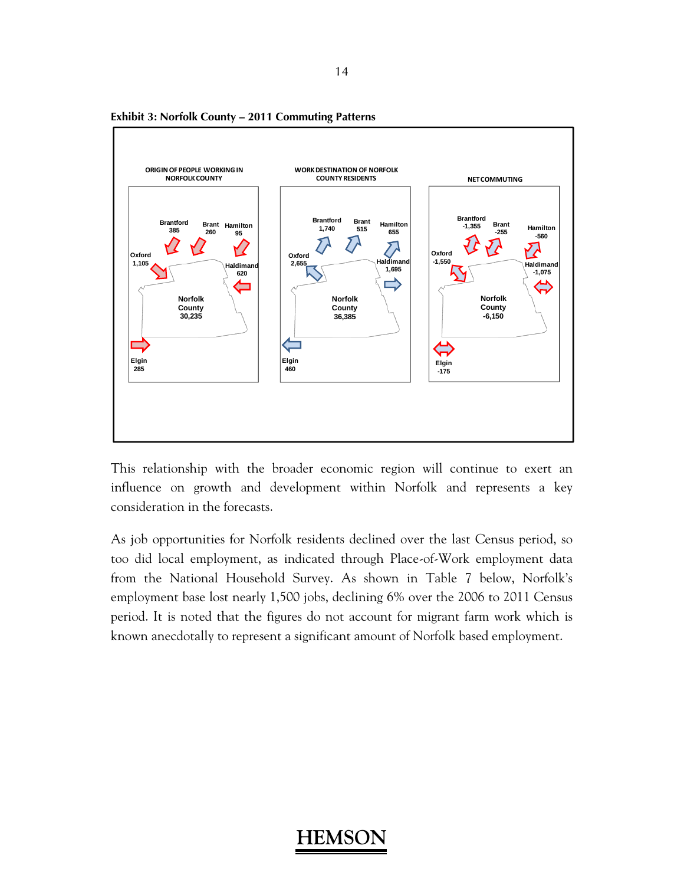**Exhibit 3: Norfolk County – 2011 Commuting Patterns**

| ORIGIN OF PEOPLE WORKING IN NORFOLK COUNTY | | WORK DESTINATION OF NORFOLK COUNTY RESIDENTS | | NET COMMUTING | |
|---|---|---|---|---|---|
| Brantford | 385 | Brantford | 1,740 | Brantford | -1,355 |
| Brant | 260 | Brant | 515 | Brant | -255 |
| Hamilton | 95 | Hamilton | 655 | Hamilton | -560 |
| Oxford | 1,105 | Oxford | 2,655 | Oxford | -1,550 |
| Haldimand | 620 | Haldimand | 1,695 | Haldimand | -1,075 |
| Elgin | 285 | Elgin | 460 | Elgin | -175 |
| Norfolk County | 30,235 | Norfolk County | 36,385 | Norfolk County | -6,150 |

This relationship with the broader economic region will continue to exert an influence on growth and development within Norfolk and represents a key consideration in the forecasts.

As job opportunities for Norfolk residents declined over the last Census period, so too did local employment, as indicated through Place-of-Work employment data from the National Household Survey. As shown in Table 7 below, Norfolk's employment base lost nearly 1,500 jobs, declining 6% over the 2006 to 2011 Census period. It is noted that the figures do not account for migrant farm work which is known anecdotally to represent a significant amount of Norfolk based employment.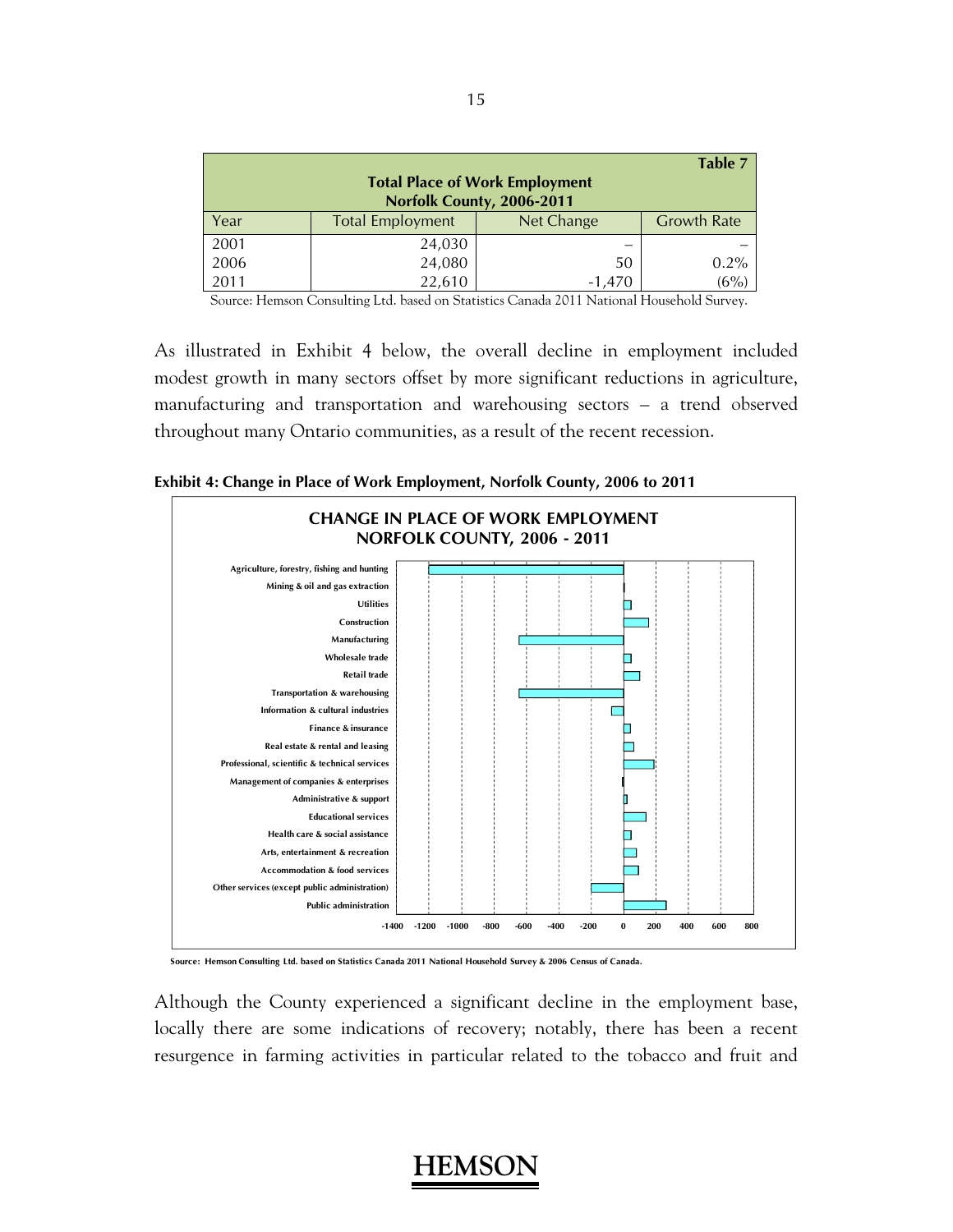| Table 7 | | | |
|---|---|---|---|
| **Total Place of Work Employment Norfolk County, 2006-2011** | | | |
| Year | Total Employment | Net Change | Growth Rate |
| 2001 | 24,030 | – | – |
| 2006 | 24,080 | 50 | 0.2% |
| 2011 | 22,610 | -1,470 | (6%) |

Source: Hemson Consulting Ltd. based on Statistics Canada 2011 National Household Survey.

As illustrated in Exhibit 4 below, the overall decline in employment included modest growth in many sectors offset by more significant reductions in agriculture, manufacturing and transportation and warehousing sectors – a trend observed throughout many Ontario communities, as a result of the recent recession.

**Exhibit 4: Change in Place of Work Employment, Norfolk County, 2006 to 2011**

**CHANGE IN PLACE OF WORK EMPLOYMENT NORFOLK COUNTY, 2006 - 2011**

Agriculture, forestry, fishing and hunting
Mining & oil and gas extraction
Utilities
Construction
Manufacturing
Wholesale trade
Retail trade
Transportation & warehousing
Information & cultural industries
Finance & insurance
Real estate & rental and leasing
Professional, scientific & technical services
Management of companies & enterprises
Administrative & support
Educational services
Health care & social assistance
Arts, entertainment & recreation
Accommodation & food services
Other services (except public administration)
Public administration

-1400 -1200 -1000 -800 -600 -400 -200 0 200 400 600 800

Source: Hemson Consulting Ltd. based on Statistics Canada 2011 National Household Survey & 2006 Census of Canada.

Although the County experienced a significant decline in the employment base, locally there are some indications of recovery; notably, there has been a recent resurgence in farming activities in particular related to the tobacco and fruit and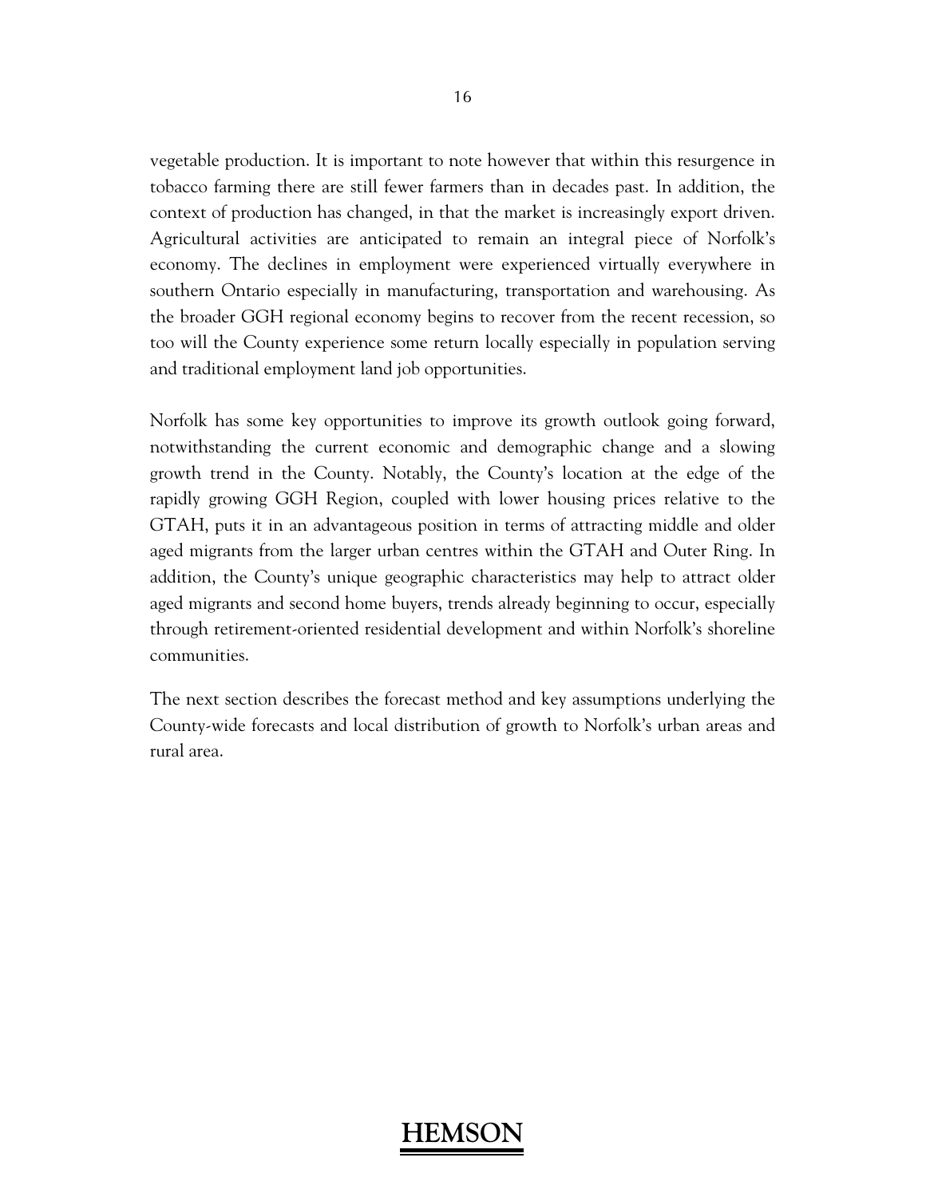vegetable production. It is important to note however that within this resurgence in tobacco farming there are still fewer farmers than in decades past. In addition, the context of production has changed, in that the market is increasingly export driven. Agricultural activities are anticipated to remain an integral piece of Norfolk's economy. The declines in employment were experienced virtually everywhere in southern Ontario especially in manufacturing, transportation and warehousing. As the broader GGH regional economy begins to recover from the recent recession, so too will the County experience some return locally especially in population serving and traditional employment land job opportunities.

Norfolk has some key opportunities to improve its growth outlook going forward, notwithstanding the current economic and demographic change and a slowing growth trend in the County. Notably, the County's location at the edge of the rapidly growing GGH Region, coupled with lower housing prices relative to the GTAH, puts it in an advantageous position in terms of attracting middle and older aged migrants from the larger urban centres within the GTAH and Outer Ring. In addition, the County's unique geographic characteristics may help to attract older aged migrants and second home buyers, trends already beginning to occur, especially through retirement-oriented residential development and within Norfolk's shoreline communities.

The next section describes the forecast method and key assumptions underlying the County-wide forecasts and local distribution of growth to Norfolk's urban areas and rural area.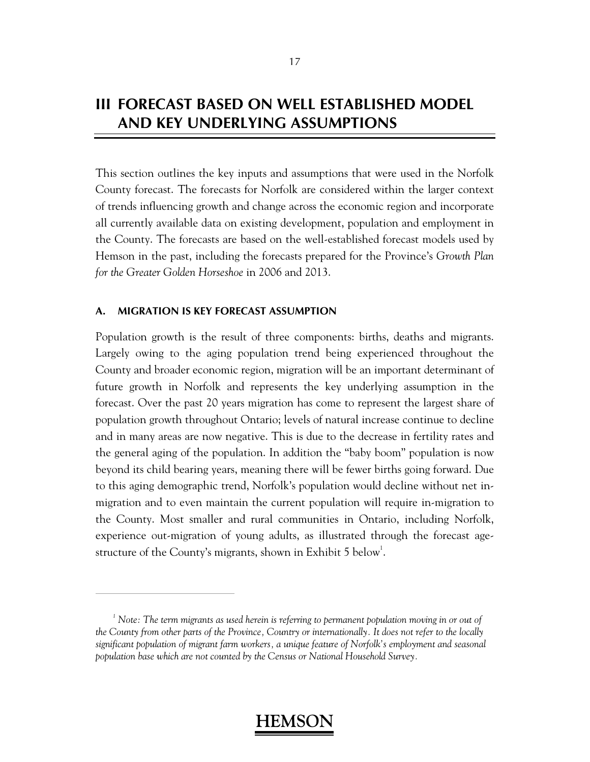# III FORECAST BASED ON WELL ESTABLISHED MODEL AND KEY UNDERLYING ASSUMPTIONS

This section outlines the key inputs and assumptions that were used in the Norfolk County forecast. The forecasts for Norfolk are considered within the larger context of trends influencing growth and change across the economic region and incorporate all currently available data on existing development, population and employment in the County. The forecasts are based on the well-established forecast models used by Hemson in the past, including the forecasts prepared for the Province's *Growth Plan for the Greater Golden Horseshoe* in 2006 and 2013.

### A. MIGRATION IS KEY FORECAST ASSUMPTION

Population growth is the result of three components: births, deaths and migrants. Largely owing to the aging population trend being experienced throughout the County and broader economic region, migration will be an important determinant of future growth in Norfolk and represents the key underlying assumption in the forecast. Over the past 20 years migration has come to represent the largest share of population growth throughout Ontario; levels of natural increase continue to decline and in many areas are now negative. This is due to the decrease in fertility rates and the general aging of the population. In addition the "baby boom" population is now beyond its child bearing years, meaning there will be fewer births going forward. Due to this aging demographic trend, Norfolk's population would decline without net in-migration and to even maintain the current population will require in-migration to the County. Most smaller and rural communities in Ontario, including Norfolk, experience out-migration of young adults, as illustrated through the forecast age-structure of the County's migrants, shown in Exhibit 5 below[1].

---

[1] *Note: The term migrants as used herein is referring to permanent population moving in or out of the County from other parts of the Province, Country or internationally. It does not refer to the locally significant population of migrant farm workers, a unique feature of Norfolk's employment and seasonal population base which are not counted by the Census or National Household Survey.*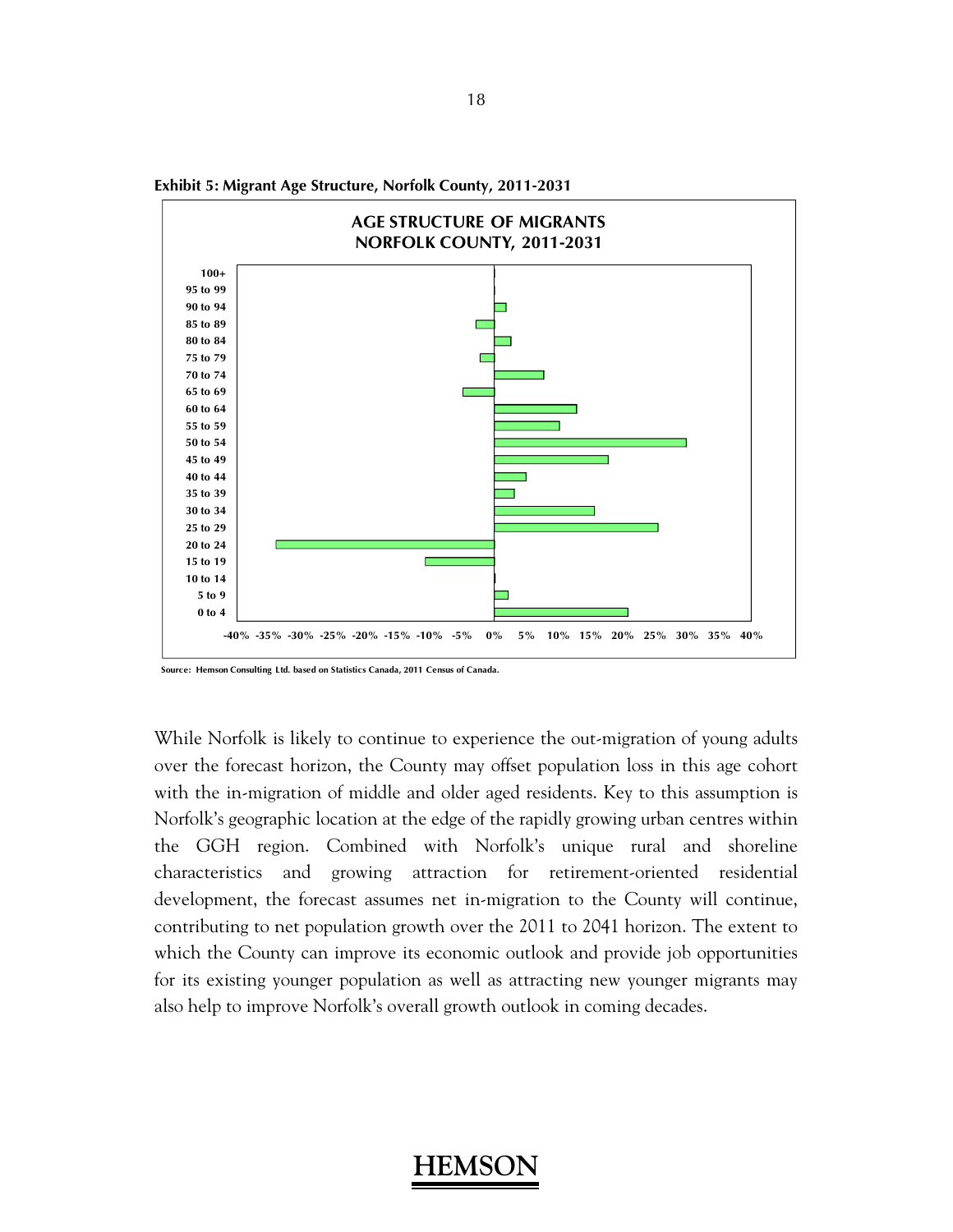**Exhibit 5: Migrant Age Structure, Norfolk County, 2011-2031**

AGE STRUCTURE OF MIGRANTS
NORFOLK COUNTY, 2011-2031

Source: Hemson Consulting Ltd. based on Statistics Canada, 2011 Census of Canada.

While Norfolk is likely to continue to experience the out-migration of young adults over the forecast horizon, the County may offset population loss in this age cohort with the in-migration of middle and older aged residents. Key to this assumption is Norfolk's geographic location at the edge of the rapidly growing urban centres within the GGH region. Combined with Norfolk's unique rural and shoreline characteristics and growing attraction for retirement-oriented residential development, the forecast assumes net in-migration to the County will continue, contributing to net population growth over the 2011 to 2041 horizon. The extent to which the County can improve its economic outlook and provide job opportunities for its existing younger population as well as attracting new younger migrants may also help to improve Norfolk's overall growth outlook in coming decades.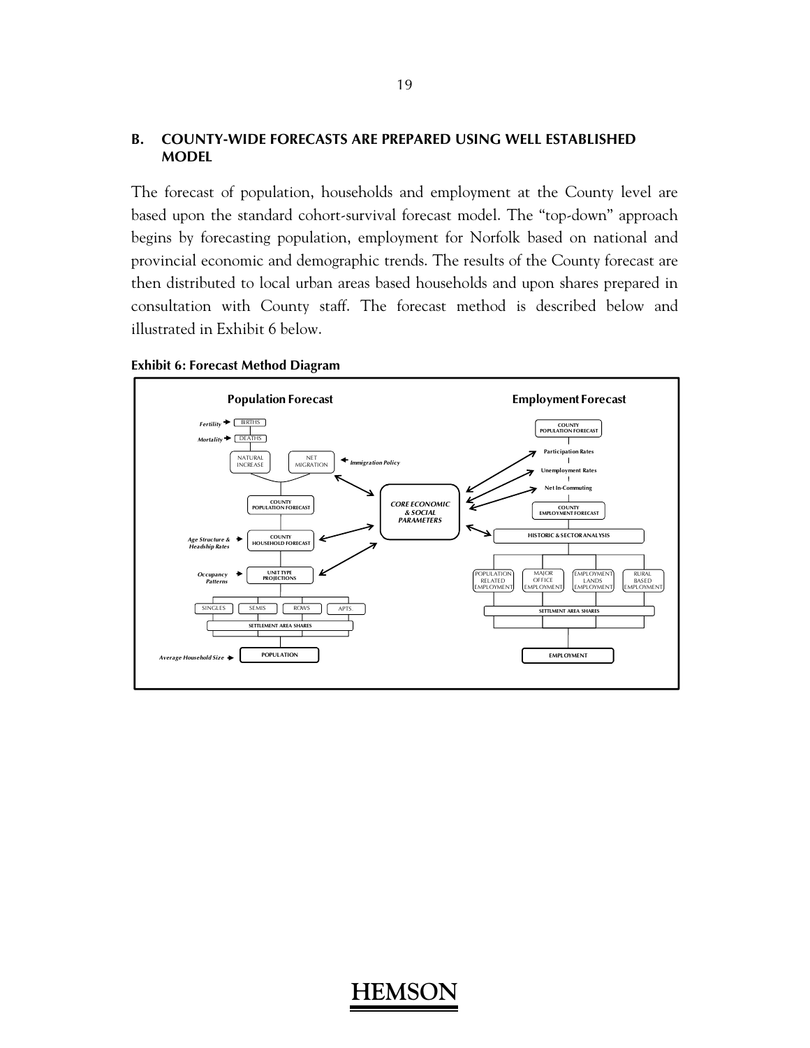## B. COUNTY-WIDE FORECASTS ARE PREPARED USING WELL ESTABLISHED MODEL

The forecast of population, households and employment at the County level are based upon the standard cohort-survival forecast model. The "top-down" approach begins by forecasting population, employment for Norfolk based on national and provincial economic and demographic trends. The results of the County forecast are then distributed to local urban areas based households and upon shares prepared in consultation with County staff. The forecast method is described below and illustrated in Exhibit 6 below.

**Exhibit 6: Forecast Method Diagram**

**Population Forecast**

- *Fertility* → BIRTHS
- *Mortality* → DEATHS
- NATURAL INCREASE
- NET MIGRATION ← *Immigration Policy*
- COUNTY POPULATION FORECAST
- *Age Structure & Headship Rates* → COUNTY HOUSEHOLD FORECAST
- *Occupancy Patterns* → UNIT TYPE PROJECTIONS
- SINGLES | SEMIS | ROWS | APTS.
- SETTLEMENT AREA SHARES
- *Average Household Size* → POPULATION

***CORE ECONOMIC & SOCIAL PARAMETERS***

**Employment Forecast**

- COUNTY POPULATION FORECAST
- Participation Rates
- Unemployment Rates
- Net In-Commuting
- COUNTY EMPLOYMENT FORECAST
- HISTORIC & SECTOR ANALYSIS
- POPULATION RELATED EMPLOYMENT | MAJOR OFFICE EMPLOYMENT | EMPLOYMENT LANDS EMPLOYMENT | RURAL BASED EMPLOYMENT
- SETTLMENT AREA SHARES
- EMPLOYMENT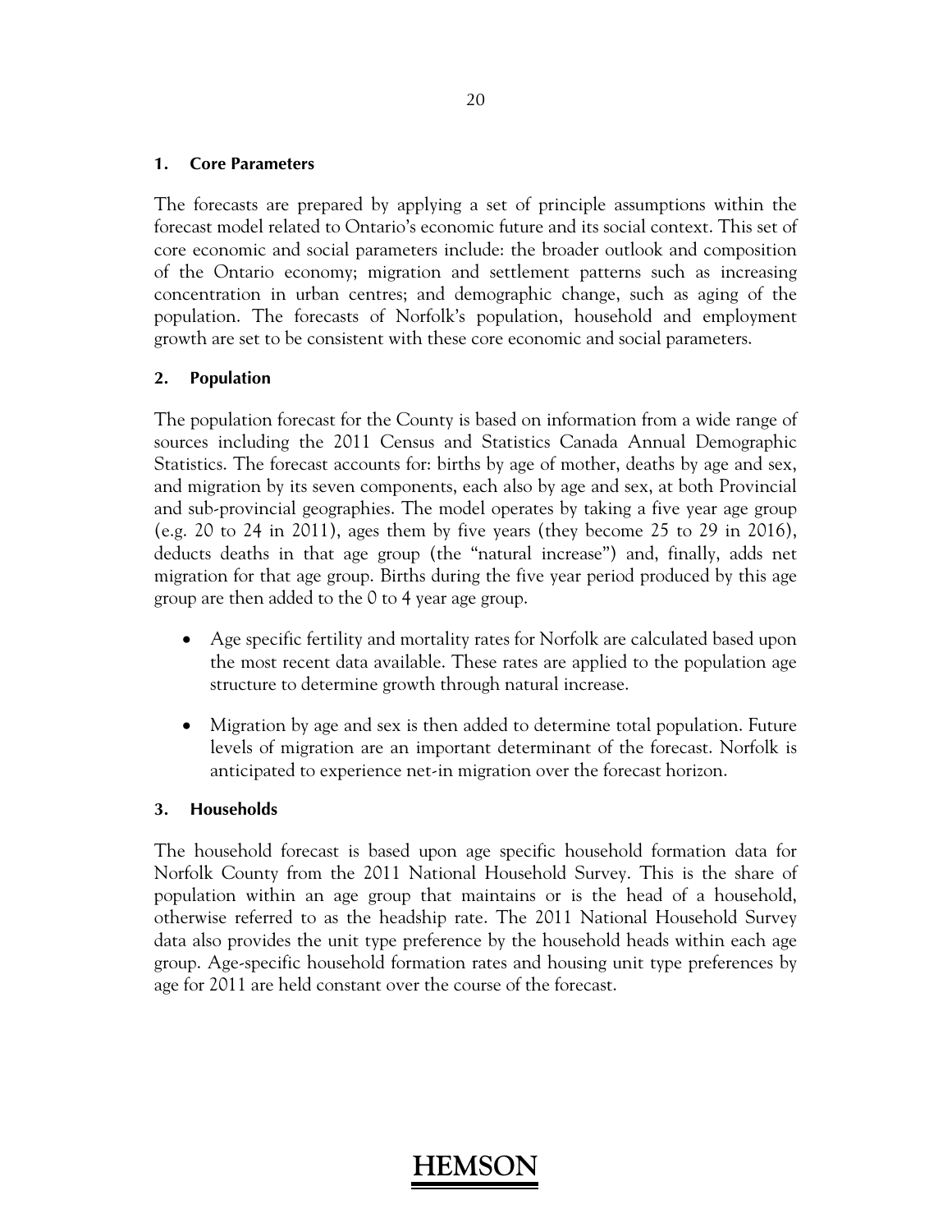### 1. Core Parameters

The forecasts are prepared by applying a set of principle assumptions within the forecast model related to Ontario's economic future and its social context. This set of core economic and social parameters include: the broader outlook and composition of the Ontario economy; migration and settlement patterns such as increasing concentration in urban centres; and demographic change, such as aging of the population. The forecasts of Norfolk's population, household and employment growth are set to be consistent with these core economic and social parameters.

### 2. Population

The population forecast for the County is based on information from a wide range of sources including the 2011 Census and Statistics Canada Annual Demographic Statistics. The forecast accounts for: births by age of mother, deaths by age and sex, and migration by its seven components, each also by age and sex, at both Provincial and sub-provincial geographies. The model operates by taking a five year age group (e.g. 20 to 24 in 2011), ages them by five years (they become 25 to 29 in 2016), deducts deaths in that age group (the "natural increase") and, finally, adds net migration for that age group. Births during the five year period produced by this age group are then added to the 0 to 4 year age group.

- Age specific fertility and mortality rates for Norfolk are calculated based upon the most recent data available. These rates are applied to the population age structure to determine growth through natural increase.
- Migration by age and sex is then added to determine total population. Future levels of migration are an important determinant of the forecast. Norfolk is anticipated to experience net-in migration over the forecast horizon.

### 3. Households

The household forecast is based upon age specific household formation data for Norfolk County from the 2011 National Household Survey. This is the share of population within an age group that maintains or is the head of a household, otherwise referred to as the headship rate. The 2011 National Household Survey data also provides the unit type preference by the household heads within each age group. Age-specific household formation rates and housing unit type preferences by age for 2011 are held constant over the course of the forecast.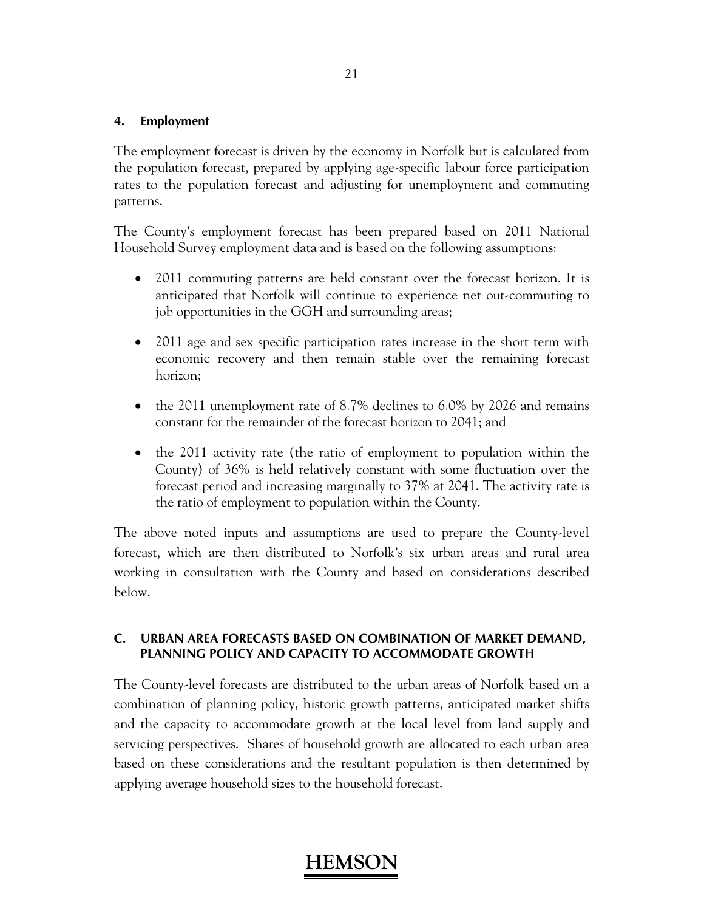### 4. Employment

The employment forecast is driven by the economy in Norfolk but is calculated from the population forecast, prepared by applying age-specific labour force participation rates to the population forecast and adjusting for unemployment and commuting patterns.

The County's employment forecast has been prepared based on 2011 National Household Survey employment data and is based on the following assumptions:

- 2011 commuting patterns are held constant over the forecast horizon. It is anticipated that Norfolk will continue to experience net out-commuting to job opportunities in the GGH and surrounding areas;
- 2011 age and sex specific participation rates increase in the short term with economic recovery and then remain stable over the remaining forecast horizon;
- the 2011 unemployment rate of 8.7% declines to 6.0% by 2026 and remains constant for the remainder of the forecast horizon to 2041; and
- the 2011 activity rate (the ratio of employment to population within the County) of 36% is held relatively constant with some fluctuation over the forecast period and increasing marginally to 37% at 2041. The activity rate is the ratio of employment to population within the County.

The above noted inputs and assumptions are used to prepare the County-level forecast, which are then distributed to Norfolk's six urban areas and rural area working in consultation with the County and based on considerations described below.

## C. URBAN AREA FORECASTS BASED ON COMBINATION OF MARKET DEMAND, PLANNING POLICY AND CAPACITY TO ACCOMMODATE GROWTH

The County-level forecasts are distributed to the urban areas of Norfolk based on a combination of planning policy, historic growth patterns, anticipated market shifts and the capacity to accommodate growth at the local level from land supply and servicing perspectives. Shares of household growth are allocated to each urban area based on these considerations and the resultant population is then determined by applying average household sizes to the household forecast.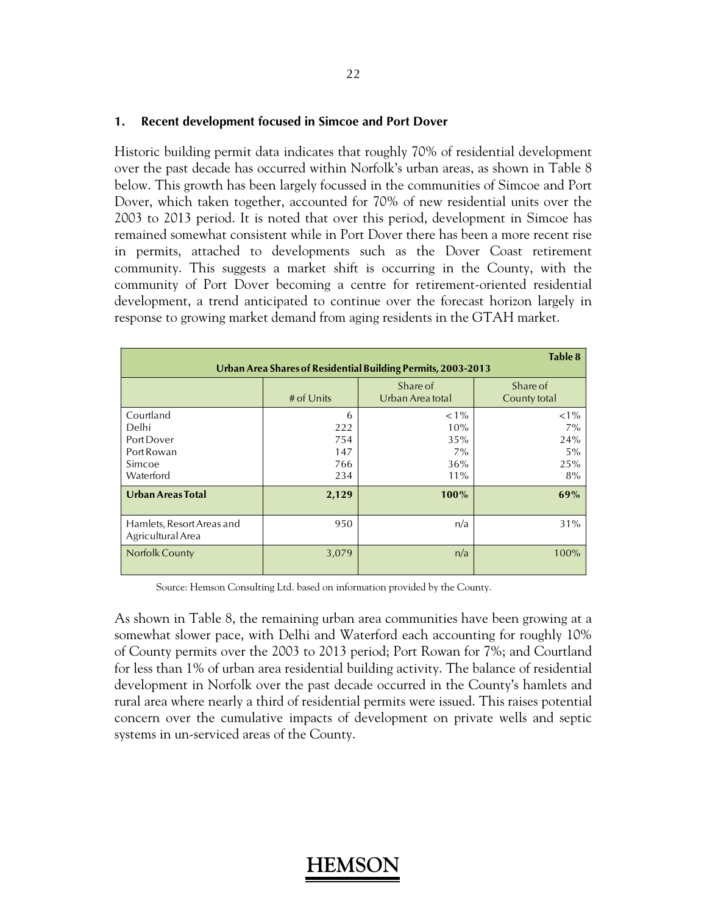### 1. Recent development focused in Simcoe and Port Dover

Historic building permit data indicates that roughly 70% of residential development over the past decade has occurred within Norfolk's urban areas, as shown in Table 8 below. This growth has been largely focussed in the communities of Simcoe and Port Dover, which taken together, accounted for 70% of new residential units over the 2003 to 2013 period. It is noted that over this period, development in Simcoe has remained somewhat consistent while in Port Dover there has been a more recent rise in permits, attached to developments such as the Dover Coast retirement community. This suggests a market shift is occurring in the County, with the community of Port Dover becoming a centre for retirement-oriented residential development, a trend anticipated to continue over the forecast horizon largely in response to growing market demand from aging residents in the GTAH market.

**Table 8**

**Urban Area Shares of Residential Building Permits, 2003-2013**

| | # of Units | Share of Urban Area total | Share of County total |
|---|---|---|---|
| Courtland | 6 | <1% | <1% |
| Delhi | 222 | 10% | 7% |
| Port Dover | 754 | 35% | 24% |
| Port Rowan | 147 | 7% | 5% |
| Simcoe | 766 | 36% | 25% |
| Waterford | 234 | 11% | 8% |
| **Urban Areas Total** | **2,129** | **100%** | **69%** |
| Hamlets, Resort Areas and Agricultural Area | 950 | n/a | 31% |
| Norfolk County | 3,079 | n/a | 100% |

Source: Hemson Consulting Ltd. based on information provided by the County.

As shown in Table 8, the remaining urban area communities have been growing at a somewhat slower pace, with Delhi and Waterford each accounting for roughly 10% of County permits over the 2003 to 2013 period; Port Rowan for 7%; and Courtland for less than 1% of urban area residential building activity. The balance of residential development in Norfolk over the past decade occurred in the County's hamlets and rural area where nearly a third of residential permits were issued. This raises potential concern over the cumulative impacts of development on private wells and septic systems in un-serviced areas of the County.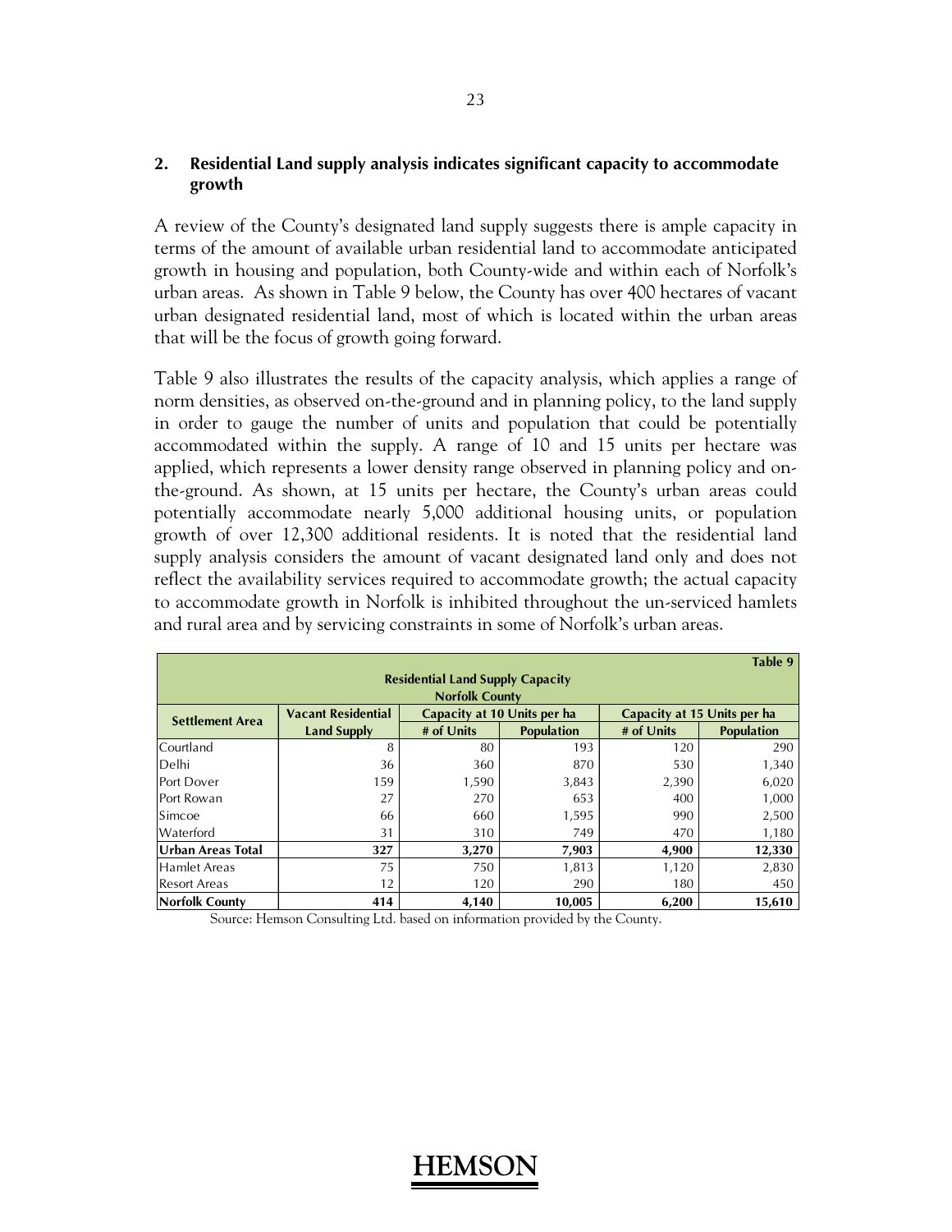## 2. Residential Land supply analysis indicates significant capacity to accommodate growth

A review of the County's designated land supply suggests there is ample capacity in terms of the amount of available urban residential land to accommodate anticipated growth in housing and population, both County-wide and within each of Norfolk's urban areas. As shown in Table 9 below, the County has over 400 hectares of vacant urban designated residential land, most of which is located within the urban areas that will be the focus of growth going forward.

Table 9 also illustrates the results of the capacity analysis, which applies a range of norm densities, as observed on-the-ground and in planning policy, to the land supply in order to gauge the number of units and population that could be potentially accommodated within the supply. A range of 10 and 15 units per hectare was applied, which represents a lower density range observed in planning policy and on-the-ground. As shown, at 15 units per hectare, the County's urban areas could potentially accommodate nearly 5,000 additional housing units, or population growth of over 12,300 additional residents. It is noted that the residential land supply analysis considers the amount of vacant designated land only and does not reflect the availability services required to accommodate growth; the actual capacity to accommodate growth in Norfolk is inhibited throughout the un-serviced hamlets and rural area and by servicing constraints in some of Norfolk's urban areas.

**Table 9**
**Residential Land Supply Capacity**
**Norfolk County**

| Settlement Area | Vacant Residential Land Supply | Capacity at 10 Units per ha | | Capacity at 15 Units per ha | |
|---|---|---|---|---|---|
| | | # of Units | Population | # of Units | Population |
| Courtland | 8 | 80 | 193 | 120 | 290 |
| Delhi | 36 | 360 | 870 | 530 | 1,340 |
| Port Dover | 159 | 1,590 | 3,843 | 2,390 | 6,020 |
| Port Rowan | 27 | 270 | 653 | 400 | 1,000 |
| Simcoe | 66 | 660 | 1,595 | 990 | 2,500 |
| Waterford | 31 | 310 | 749 | 470 | 1,180 |
| **Urban Areas Total** | **327** | **3,270** | **7,903** | **4,900** | **12,330** |
| Hamlet Areas | 75 | 750 | 1,813 | 1,120 | 2,830 |
| Resort Areas | 12 | 120 | 290 | 180 | 450 |
| **Norfolk County** | **414** | **4,140** | **10,005** | **6,200** | **15,610** |

Source: Hemson Consulting Ltd. based on information provided by the County.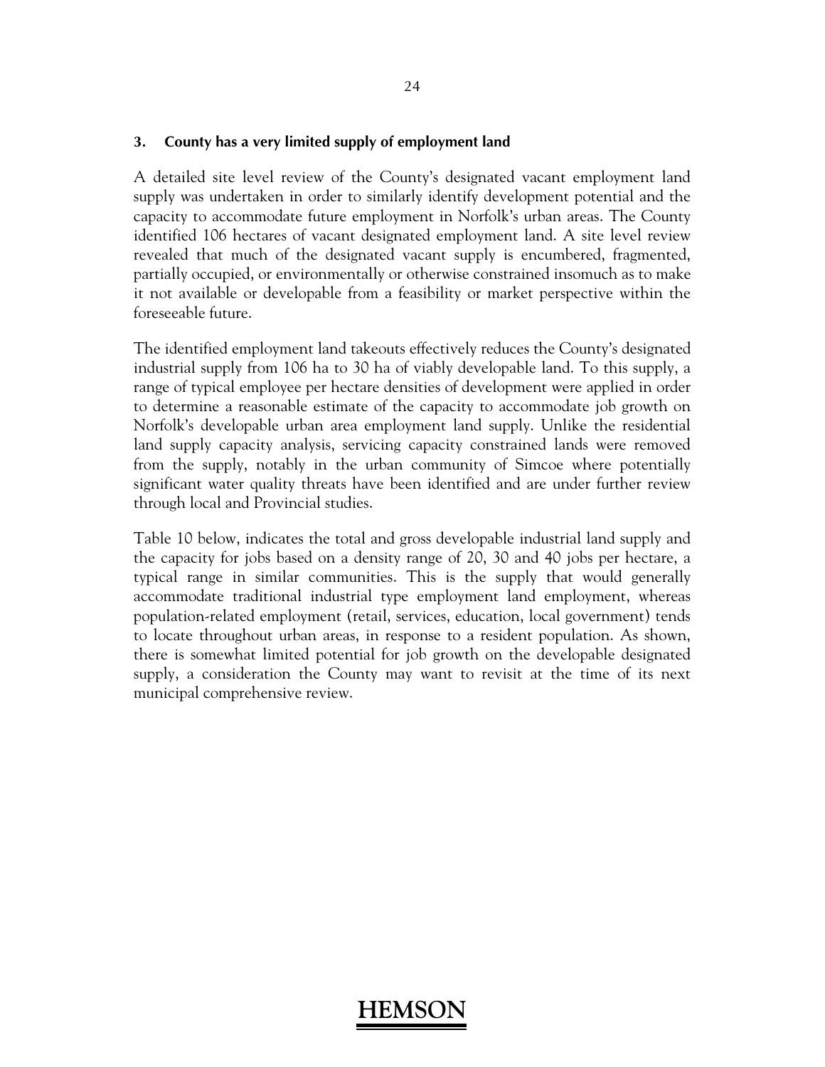### 3. County has a very limited supply of employment land

A detailed site level review of the County's designated vacant employment land supply was undertaken in order to similarly identify development potential and the capacity to accommodate future employment in Norfolk's urban areas. The County identified 106 hectares of vacant designated employment land. A site level review revealed that much of the designated vacant supply is encumbered, fragmented, partially occupied, or environmentally or otherwise constrained insomuch as to make it not available or developable from a feasibility or market perspective within the foreseeable future.

The identified employment land takeouts effectively reduces the County's designated industrial supply from 106 ha to 30 ha of viably developable land. To this supply, a range of typical employee per hectare densities of development were applied in order to determine a reasonable estimate of the capacity to accommodate job growth on Norfolk's developable urban area employment land supply. Unlike the residential land supply capacity analysis, servicing capacity constrained lands were removed from the supply, notably in the urban community of Simcoe where potentially significant water quality threats have been identified and are under further review through local and Provincial studies.

Table 10 below, indicates the total and gross developable industrial land supply and the capacity for jobs based on a density range of 20, 30 and 40 jobs per hectare, a typical range in similar communities. This is the supply that would generally accommodate traditional industrial type employment land employment, whereas population-related employment (retail, services, education, local government) tends to locate throughout urban areas, in response to a resident population. As shown, there is somewhat limited potential for job growth on the developable designated supply, a consideration the County may want to revisit at the time of its next municipal comprehensive review.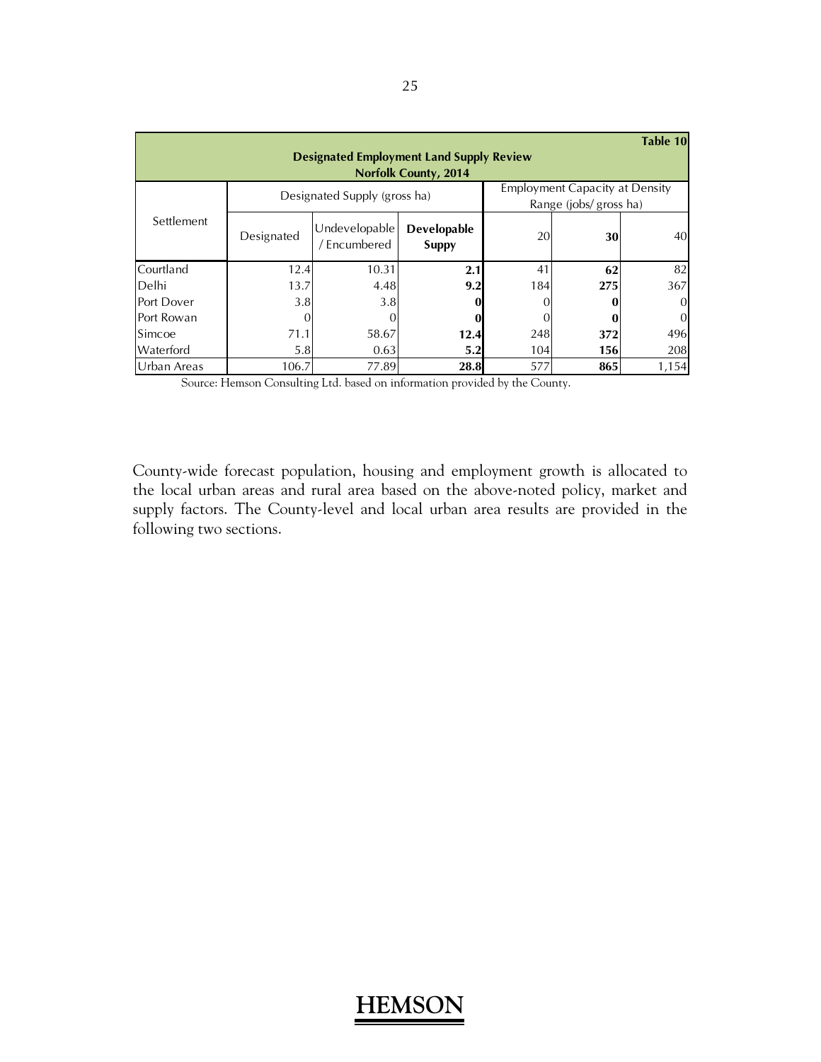| Table 10 | | | | | | |
|---|---|---|---|---|---|---|
| **Designated Employment Land Supply Review** **Norfolk County, 2014** | | | | | | |
| Settlement | Designated Supply (gross ha) | | | Employment Capacity at Density Range (jobs/ gross ha) | | |
| | Designated | Undevelopable / Encumbered | **Developable Suppy** | 20 | **30** | 40 |
| Courtland | 12.4 | 10.31 | **2.1** | 41 | **62** | 82 |
| Delhi | 13.7 | 4.48 | **9.2** | 184 | **275** | 367 |
| Port Dover | 3.8 | 3.8 | **0** | 0 | **0** | 0 |
| Port Rowan | 0 | 0 | **0** | 0 | **0** | 0 |
| Simcoe | 71.1 | 58.67 | **12.4** | 248 | **372** | 496 |
| Waterford | 5.8 | 0.63 | **5.2** | 104 | **156** | 208 |
| Urban Areas | 106.7 | 77.89 | **28.8** | 577 | **865** | 1,154 |

Source: Hemson Consulting Ltd. based on information provided by the County.

County-wide forecast population, housing and employment growth is allocated to the local urban areas and rural area based on the above-noted policy, market and supply factors. The County-level and local urban area results are provided in the following two sections.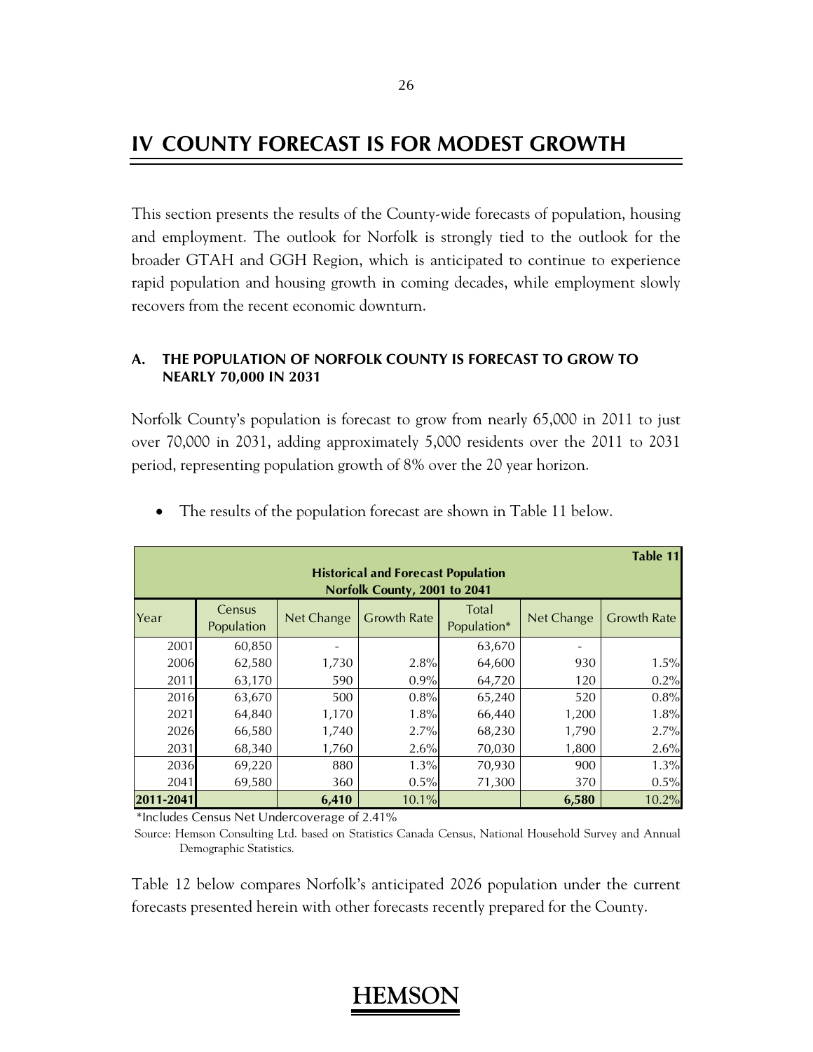# IV COUNTY FORECAST IS FOR MODEST GROWTH

This section presents the results of the County-wide forecasts of population, housing and employment. The outlook for Norfolk is strongly tied to the outlook for the broader GTAH and GGH Region, which is anticipated to continue to experience rapid population and housing growth in coming decades, while employment slowly recovers from the recent economic downturn.

### A. THE POPULATION OF NORFOLK COUNTY IS FORECAST TO GROW TO NEARLY 70,000 IN 2031

Norfolk County's population is forecast to grow from nearly 65,000 in 2011 to just over 70,000 in 2031, adding approximately 5,000 residents over the 2011 to 2031 period, representing population growth of 8% over the 20 year horizon.

- The results of the population forecast are shown in Table 11 below.

**Table 11**

**Historical and Forecast Population Norfolk County, 2001 to 2041**

| Year | Census Population | Net Change | Growth Rate | Total Population* | Net Change | Growth Rate |
|---|---|---|---|---|---|---|
| 2001 | 60,850 | - | | 63,670 | - | |
| 2006 | 62,580 | 1,730 | 2.8% | 64,600 | 930 | 1.5% |
| 2011 | 63,170 | 590 | 0.9% | 64,720 | 120 | 0.2% |
| 2016 | 63,670 | 500 | 0.8% | 65,240 | 520 | 0.8% |
| 2021 | 64,840 | 1,170 | 1.8% | 66,440 | 1,200 | 1.8% |
| 2026 | 66,580 | 1,740 | 2.7% | 68,230 | 1,790 | 2.7% |
| 2031 | 68,340 | 1,760 | 2.6% | 70,030 | 1,800 | 2.6% |
| 2036 | 69,220 | 880 | 1.3% | 70,930 | 900 | 1.3% |
| 2041 | 69,580 | 360 | 0.5% | 71,300 | 370 | 0.5% |
| **2011-2041** | | **6,410** | 10.1% | | **6,580** | 10.2% |

*Includes Census Net Undercoverage of 2.41%

Source: Hemson Consulting Ltd. based on Statistics Canada Census, National Household Survey and Annual Demographic Statistics.

Table 12 below compares Norfolk's anticipated 2026 population under the current forecasts presented herein with other forecasts recently prepared for the County.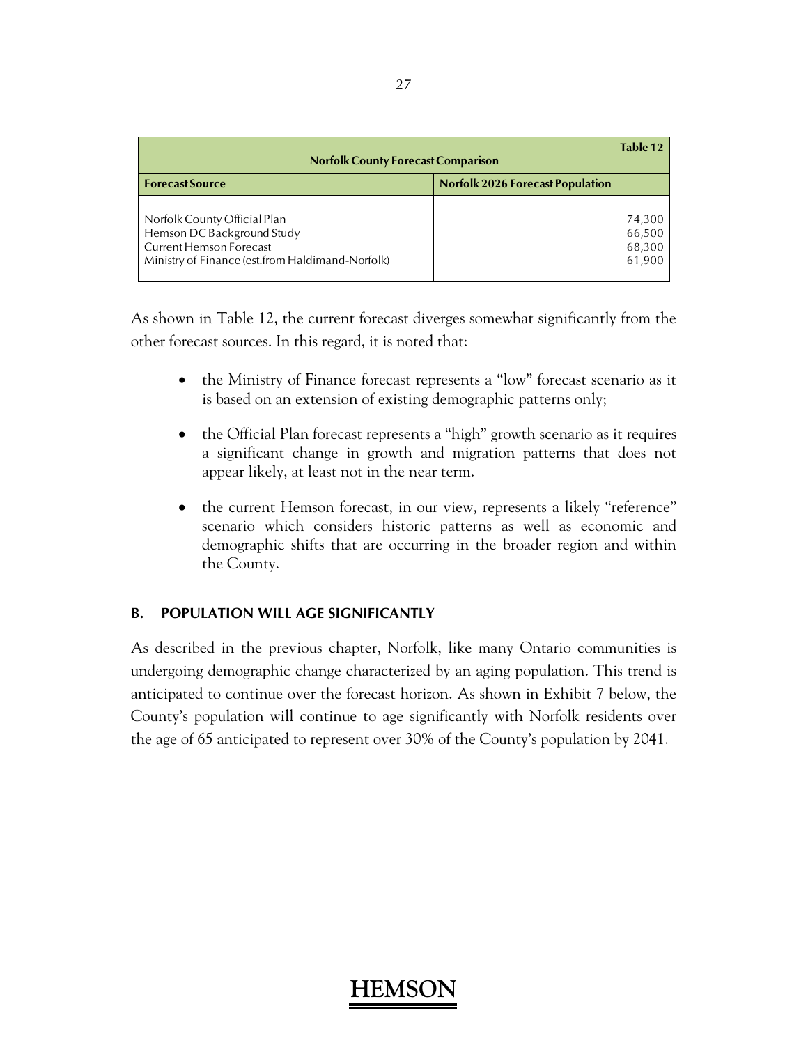| Norfolk County Forecast Comparison (Table 12) | |
|---|---|
| **Forecast Source** | **Norfolk 2026 Forecast Population** |
| Norfolk County Official Plan | 74,300 |
| Hemson DC Background Study | 66,500 |
| Current Hemson Forecast | 68,300 |
| Ministry of Finance (est.from Haldimand-Norfolk) | 61,900 |

As shown in Table 12, the current forecast diverges somewhat significantly from the other forecast sources. In this regard, it is noted that:

- the Ministry of Finance forecast represents a "low" forecast scenario as it is based on an extension of existing demographic patterns only;
- the Official Plan forecast represents a "high" growth scenario as it requires a significant change in growth and migration patterns that does not appear likely, at least not in the near term.
- the current Hemson forecast, in our view, represents a likely "reference" scenario which considers historic patterns as well as economic and demographic shifts that are occurring in the broader region and within the County.

## B. POPULATION WILL AGE SIGNIFICANTLY

As described in the previous chapter, Norfolk, like many Ontario communities is undergoing demographic change characterized by an aging population. This trend is anticipated to continue over the forecast horizon. As shown in Exhibit 7 below, the County's population will continue to age significantly with Norfolk residents over the age of 65 anticipated to represent over 30% of the County's population by 2041.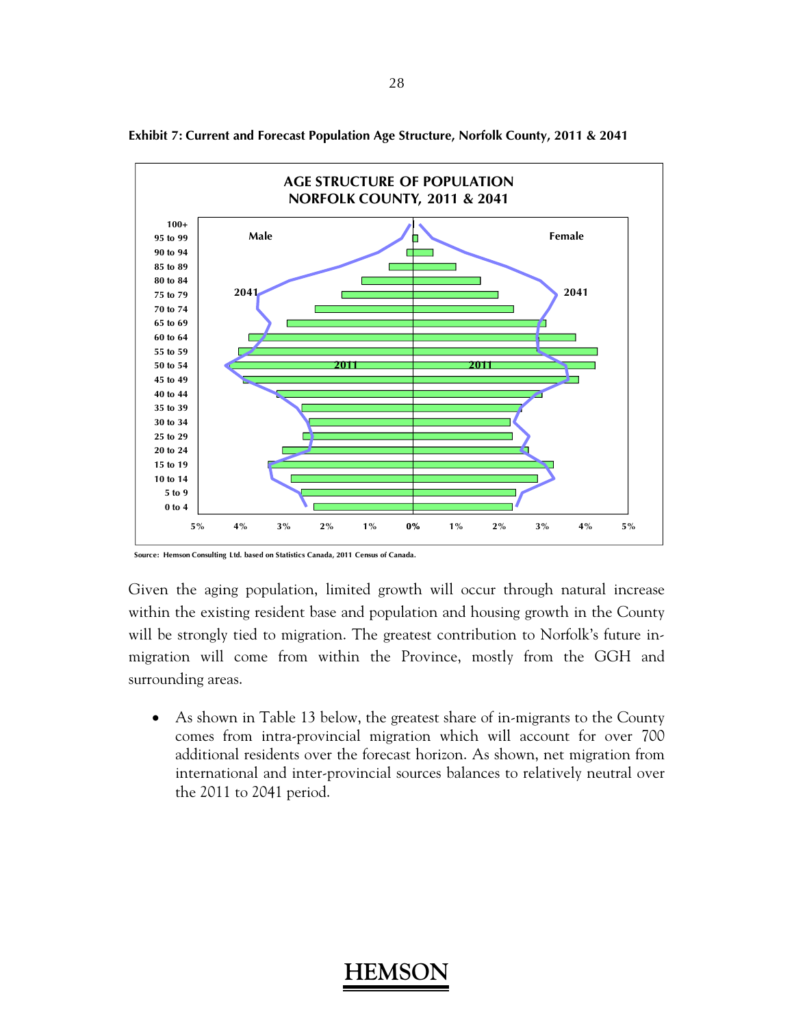**Exhibit 7: Current and Forecast Population Age Structure, Norfolk County, 2011 & 2041**

AGE STRUCTURE OF POPULATION
NORFOLK COUNTY, 2011 & 2041

Source: Hemson Consulting Ltd. based on Statistics Canada, 2011 Census of Canada.

Given the aging population, limited growth will occur through natural increase within the existing resident base and population and housing growth in the County will be strongly tied to migration. The greatest contribution to Norfolk's future in-migration will come from within the Province, mostly from the GGH and surrounding areas.

- As shown in Table 13 below, the greatest share of in-migrants to the County comes from intra-provincial migration which will account for over 700 additional residents over the forecast horizon. As shown, net migration from international and inter-provincial sources balances to relatively neutral over the 2011 to 2041 period.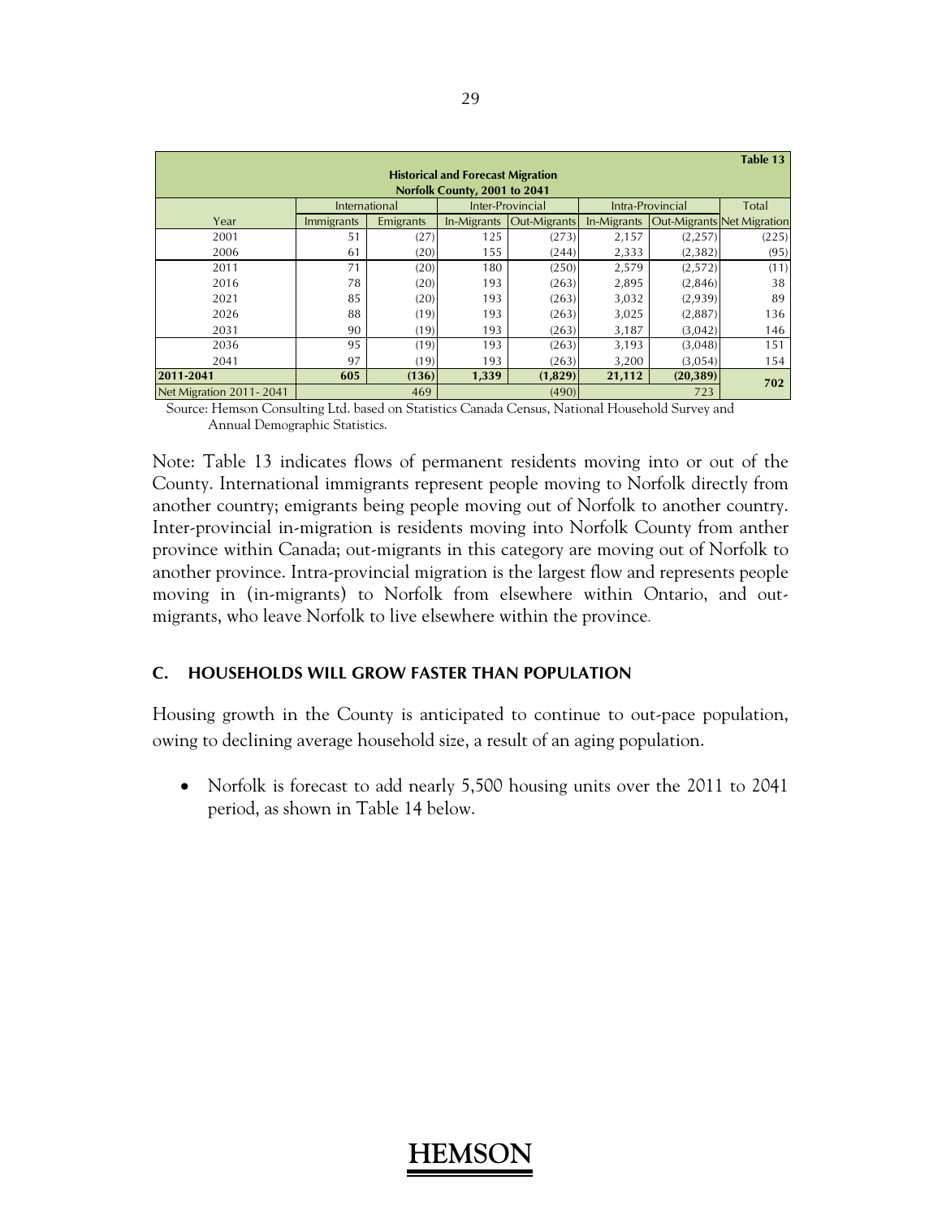| Table 13 | | | | | | | |
|---|---|---|---|---|---|---|---|
| **Historical and Forecast Migration Norfolk County, 2001 to 2041** | | | | | | | |
| | International | | Inter-Provincial | | Intra-Provincial | | Total |
| Year | Immigrants | Emigrants | In-Migrants | Out-Migrants | In-Migrants | Out-Migrants | Net Migration |
| 2001 | 51 | (27) | 125 | (273) | 2,157 | (2,257) | (225) |
| 2006 | 61 | (20) | 155 | (244) | 2,333 | (2,382) | (95) |
| 2011 | 71 | (20) | 180 | (250) | 2,579 | (2,572) | (11) |
| 2016 | 78 | (20) | 193 | (263) | 2,895 | (2,846) | 38 |
| 2021 | 85 | (20) | 193 | (263) | 3,032 | (2,939) | 89 |
| 2026 | 88 | (19) | 193 | (263) | 3,025 | (2,887) | 136 |
| 2031 | 90 | (19) | 193 | (263) | 3,187 | (3,042) | 146 |
| 2036 | 95 | (19) | 193 | (263) | 3,193 | (3,048) | 151 |
| 2041 | 97 | (19) | 193 | (263) | 3,200 | (3,054) | 154 |
| **2011-2041** | **605** | **(136)** | **1,339** | **(1,829)** | **21,112** | **(20,389)** | **702** |
| Net Migration 2011- 2041 | 469 | | (490) | | 723 | | |

Source: Hemson Consulting Ltd. based on Statistics Canada Census, National Household Survey and Annual Demographic Statistics.

Note: Table 13 indicates flows of permanent residents moving into or out of the County. International immigrants represent people moving to Norfolk directly from another country; emigrants being people moving out of Norfolk to another country. Inter-provincial in-migration is residents moving into Norfolk County from anther province within Canada; out-migrants in this category are moving out of Norfolk to another province. Intra-provincial migration is the largest flow and represents people moving in (in-migrants) to Norfolk from elsewhere within Ontario, and out-migrants, who leave Norfolk to live elsewhere within the province.

### C. HOUSEHOLDS WILL GROW FASTER THAN POPULATION

Housing growth in the County is anticipated to continue to out-pace population, owing to declining average household size, a result of an aging population.

- Norfolk is forecast to add nearly 5,500 housing units over the 2011 to 2041 period, as shown in Table 14 below.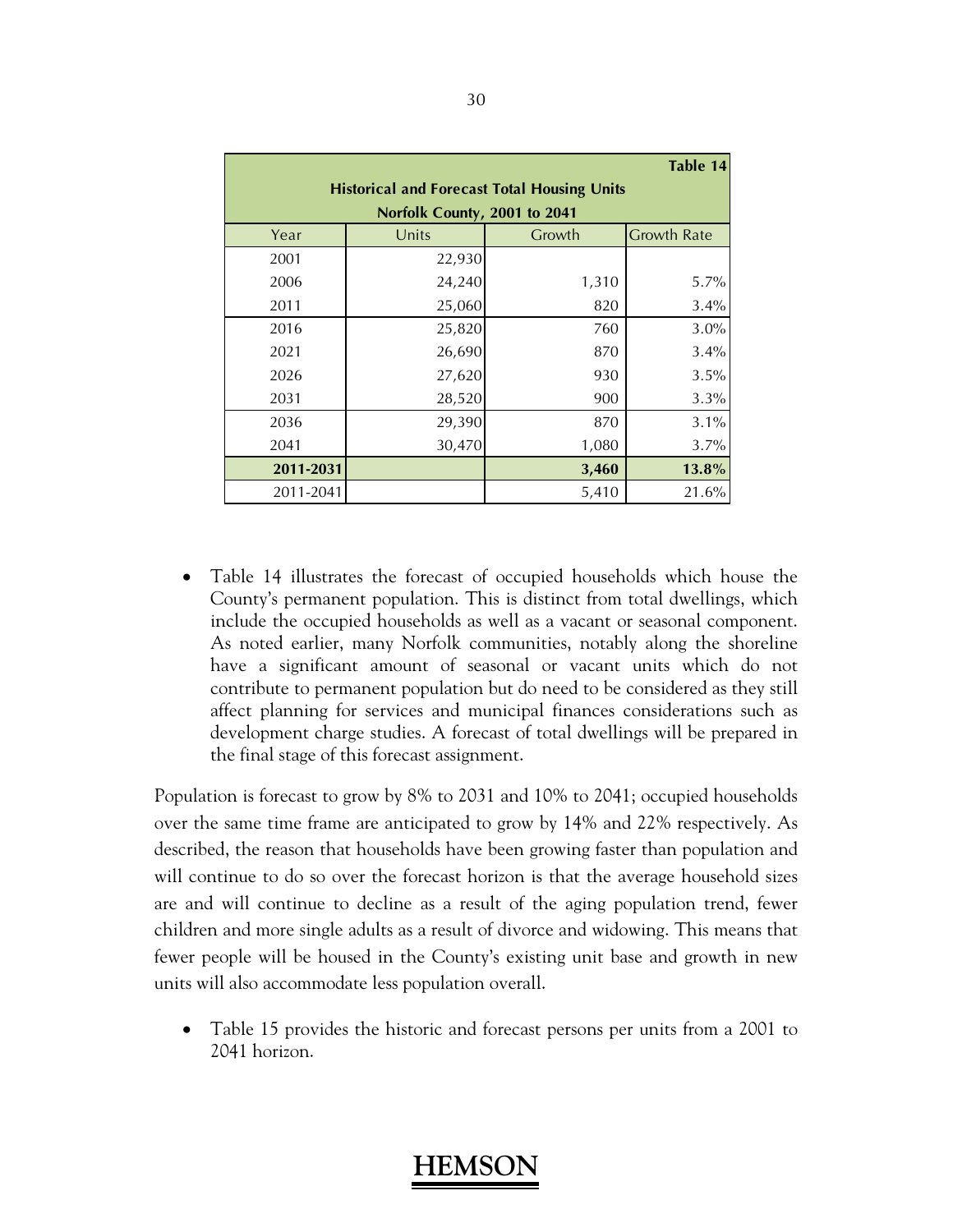| Year | Units | Growth | Growth Rate |
|---|---|---|---|
| **Table 14** | | | |
| **Historical and Forecast Total Housing Units** | | | |
| **Norfolk County, 2001 to 2041** | | | |
| 2001 | 22,930 | | |
| 2006 | 24,240 | 1,310 | 5.7% |
| 2011 | 25,060 | 820 | 3.4% |
| 2016 | 25,820 | 760 | 3.0% |
| 2021 | 26,690 | 870 | 3.4% |
| 2026 | 27,620 | 930 | 3.5% |
| 2031 | 28,520 | 900 | 3.3% |
| 2036 | 29,390 | 870 | 3.1% |
| 2041 | 30,470 | 1,080 | 3.7% |
| **2011-2031** | | **3,460** | **13.8%** |
| 2011-2041 | | 5,410 | 21.6% |

- Table 14 illustrates the forecast of occupied households which house the County's permanent population. This is distinct from total dwellings, which include the occupied households as well as a vacant or seasonal component. As noted earlier, many Norfolk communities, notably along the shoreline have a significant amount of seasonal or vacant units which do not contribute to permanent population but do need to be considered as they still affect planning for services and municipal finances considerations such as development charge studies. A forecast of total dwellings will be prepared in the final stage of this forecast assignment.

Population is forecast to grow by 8% to 2031 and 10% to 2041; occupied households over the same time frame are anticipated to grow by 14% and 22% respectively. As described, the reason that households have been growing faster than population and will continue to do so over the forecast horizon is that the average household sizes are and will continue to decline as a result of the aging population trend, fewer children and more single adults as a result of divorce and widowing. This means that fewer people will be housed in the County's existing unit base and growth in new units will also accommodate less population overall.

- Table 15 provides the historic and forecast persons per units from a 2001 to 2041 horizon.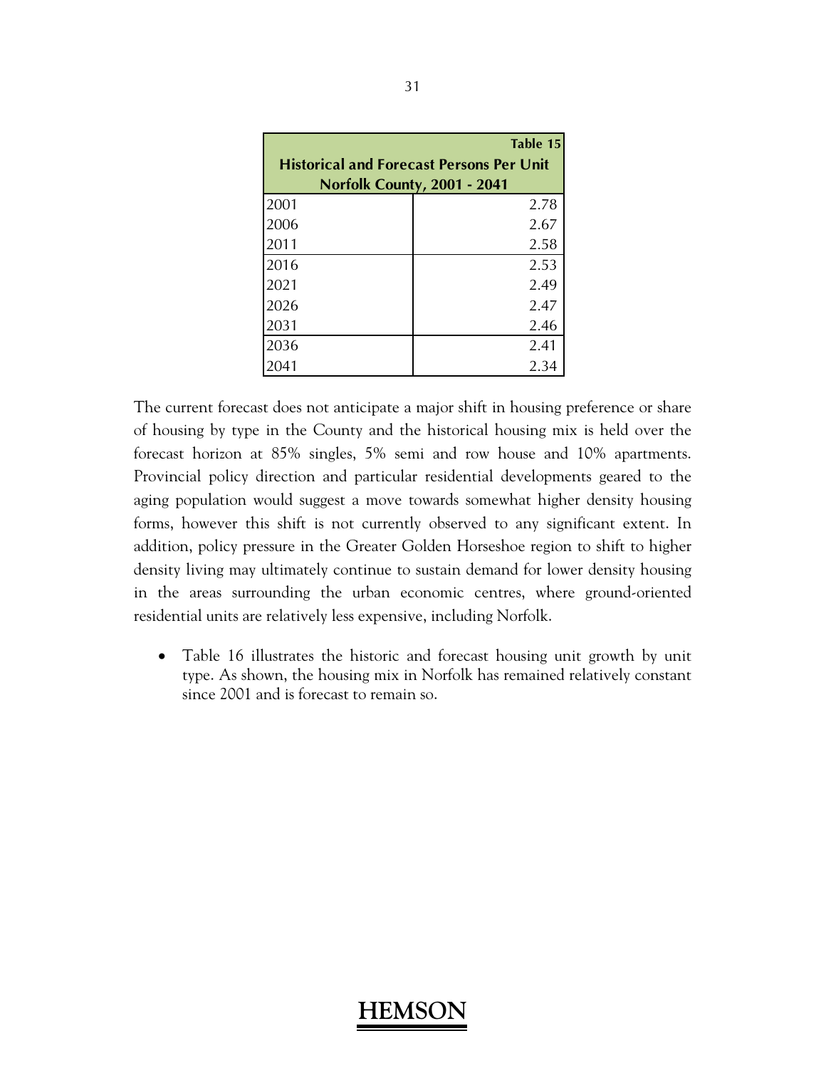| Table 15 | |
|---|---|
| **Historical and Forecast Persons Per Unit Norfolk County, 2001 - 2041** | |
| 2001 | 2.78 |
| 2006 | 2.67 |
| 2011 | 2.58 |
| 2016 | 2.53 |
| 2021 | 2.49 |
| 2026 | 2.47 |
| 2031 | 2.46 |
| 2036 | 2.41 |
| 2041 | 2.34 |

The current forecast does not anticipate a major shift in housing preference or share of housing by type in the County and the historical housing mix is held over the forecast horizon at 85% singles, 5% semi and row house and 10% apartments. Provincial policy direction and particular residential developments geared to the aging population would suggest a move towards somewhat higher density housing forms, however this shift is not currently observed to any significant extent. In addition, policy pressure in the Greater Golden Horseshoe region to shift to higher density living may ultimately continue to sustain demand for lower density housing in the areas surrounding the urban economic centres, where ground-oriented residential units are relatively less expensive, including Norfolk.

- Table 16 illustrates the historic and forecast housing unit growth by unit type. As shown, the housing mix in Norfolk has remained relatively constant since 2001 and is forecast to remain so.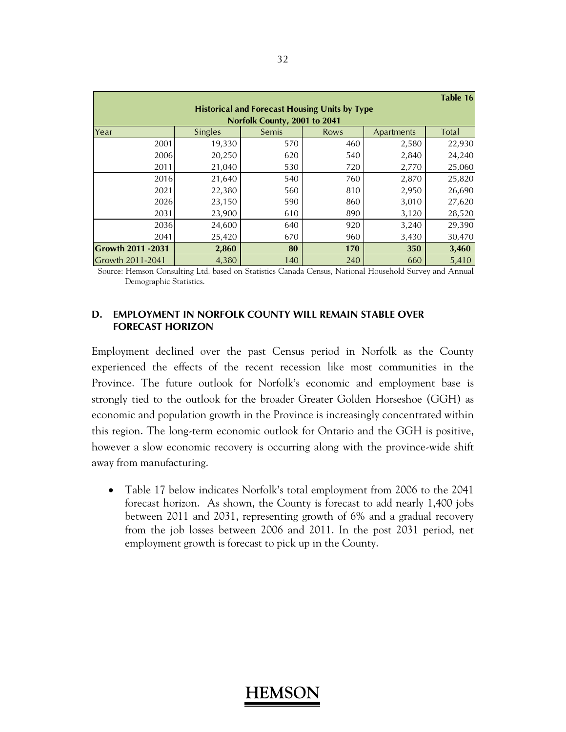Table 16

**Historical and Forecast Housing Units by Type**
**Norfolk County, 2001 to 2041**

| Year | Singles | Semis | Rows | Apartments | Total |
|---|---|---|---|---|---|
| 2001 | 19,330 | 570 | 460 | 2,580 | 22,930 |
| 2006 | 20,250 | 620 | 540 | 2,840 | 24,240 |
| 2011 | 21,040 | 530 | 720 | 2,770 | 25,060 |
| 2016 | 21,640 | 540 | 760 | 2,870 | 25,820 |
| 2021 | 22,380 | 560 | 810 | 2,950 | 26,690 |
| 2026 | 23,150 | 590 | 860 | 3,010 | 27,620 |
| 2031 | 23,900 | 610 | 890 | 3,120 | 28,520 |
| 2036 | 24,600 | 640 | 920 | 3,240 | 29,390 |
| 2041 | 25,420 | 670 | 960 | 3,430 | 30,470 |
| **Growth 2011 -2031** | **2,860** | **80** | **170** | **350** | **3,460** |
| Growth 2011-2041 | 4,380 | 140 | 240 | 660 | 5,410 |

Source: Hemson Consulting Ltd. based on Statistics Canada Census, National Household Survey and Annual Demographic Statistics.

## D. EMPLOYMENT IN NORFOLK COUNTY WILL REMAIN STABLE OVER FORECAST HORIZON

Employment declined over the past Census period in Norfolk as the County experienced the effects of the recent recession like most communities in the Province. The future outlook for Norfolk's economic and employment base is strongly tied to the outlook for the broader Greater Golden Horseshoe (GGH) as economic and population growth in the Province is increasingly concentrated within this region. The long-term economic outlook for Ontario and the GGH is positive, however a slow economic recovery is occurring along with the province-wide shift away from manufacturing.

- Table 17 below indicates Norfolk's total employment from 2006 to the 2041 forecast horizon. As shown, the County is forecast to add nearly 1,400 jobs between 2011 and 2031, representing growth of 6% and a gradual recovery from the job losses between 2006 and 2011. In the post 2031 period, net employment growth is forecast to pick up in the County.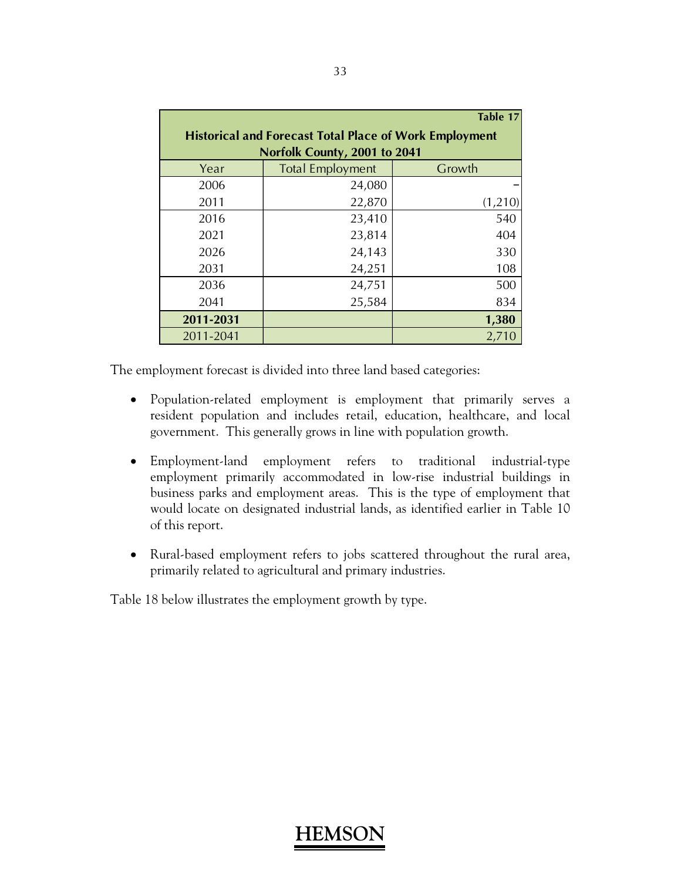**Table 17**

**Historical and Forecast Total Place of Work Employment Norfolk County, 2001 to 2041**

| Year | Total Employment | Growth |
|---|---|---|
| 2006 | 24,080 | – |
| 2011 | 22,870 | (1,210) |
| 2016 | 23,410 | 540 |
| 2021 | 23,814 | 404 |
| 2026 | 24,143 | 330 |
| 2031 | 24,251 | 108 |
| 2036 | 24,751 | 500 |
| 2041 | 25,584 | 834 |
| **2011-2031** | | **1,380** |
| 2011-2041 | | 2,710 |

The employment forecast is divided into three land based categories:

- Population-related employment is employment that primarily serves a resident population and includes retail, education, healthcare, and local government. This generally grows in line with population growth.
- Employment-land employment refers to traditional industrial-type employment primarily accommodated in low-rise industrial buildings in business parks and employment areas. This is the type of employment that would locate on designated industrial lands, as identified earlier in Table 10 of this report.
- Rural-based employment refers to jobs scattered throughout the rural area, primarily related to agricultural and primary industries.

Table 18 below illustrates the employment growth by type.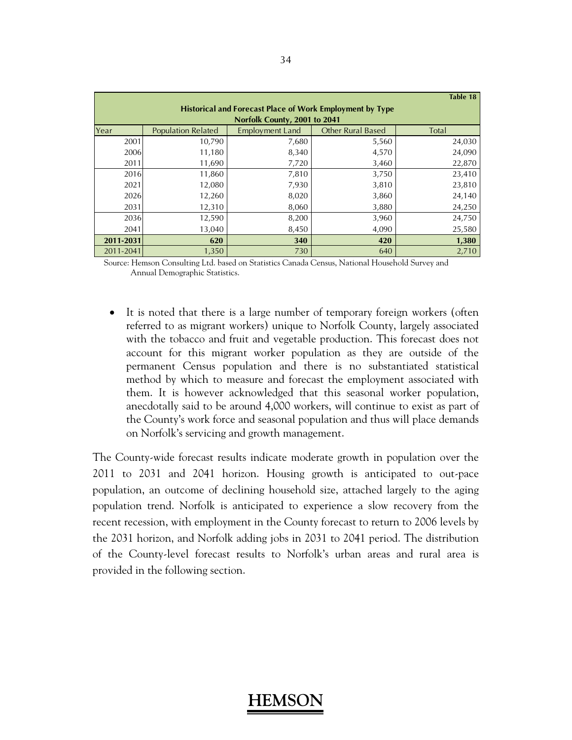**Table 18**

**Historical and Forecast Place of Work Employment by Type**
**Norfolk County, 2001 to 2041**

| Year | Population Related | Employment Land | Other Rural Based | Total |
|---|---|---|---|---|
| 2001 | 10,790 | 7,680 | 5,560 | 24,030 |
| 2006 | 11,180 | 8,340 | 4,570 | 24,090 |
| 2011 | 11,690 | 7,720 | 3,460 | 22,870 |
| 2016 | 11,860 | 7,810 | 3,750 | 23,410 |
| 2021 | 12,080 | 7,930 | 3,810 | 23,810 |
| 2026 | 12,260 | 8,020 | 3,860 | 24,140 |
| 2031 | 12,310 | 8,060 | 3,880 | 24,250 |
| 2036 | 12,590 | 8,200 | 3,960 | 24,750 |
| 2041 | 13,040 | 8,450 | 4,090 | 25,580 |
| **2011-2031** | **620** | **340** | **420** | **1,380** |
| 2011-2041 | 1,350 | 730 | 640 | 2,710 |

Source: Hemson Consulting Ltd. based on Statistics Canada Census, National Household Survey and Annual Demographic Statistics.

- It is noted that there is a large number of temporary foreign workers (often referred to as migrant workers) unique to Norfolk County, largely associated with the tobacco and fruit and vegetable production. This forecast does not account for this migrant worker population as they are outside of the permanent Census population and there is no substantiated statistical method by which to measure and forecast the employment associated with them. It is however acknowledged that this seasonal worker population, anecdotally said to be around 4,000 workers, will continue to exist as part of the County's work force and seasonal population and thus will place demands on Norfolk's servicing and growth management.

The County-wide forecast results indicate moderate growth in population over the 2011 to 2031 and 2041 horizon. Housing growth is anticipated to out-pace population, an outcome of declining household size, attached largely to the aging population trend. Norfolk is anticipated to experience a slow recovery from the recent recession, with employment in the County forecast to return to 2006 levels by the 2031 horizon, and Norfolk adding jobs in 2031 to 2041 period. The distribution of the County-level forecast results to Norfolk's urban areas and rural area is provided in the following section.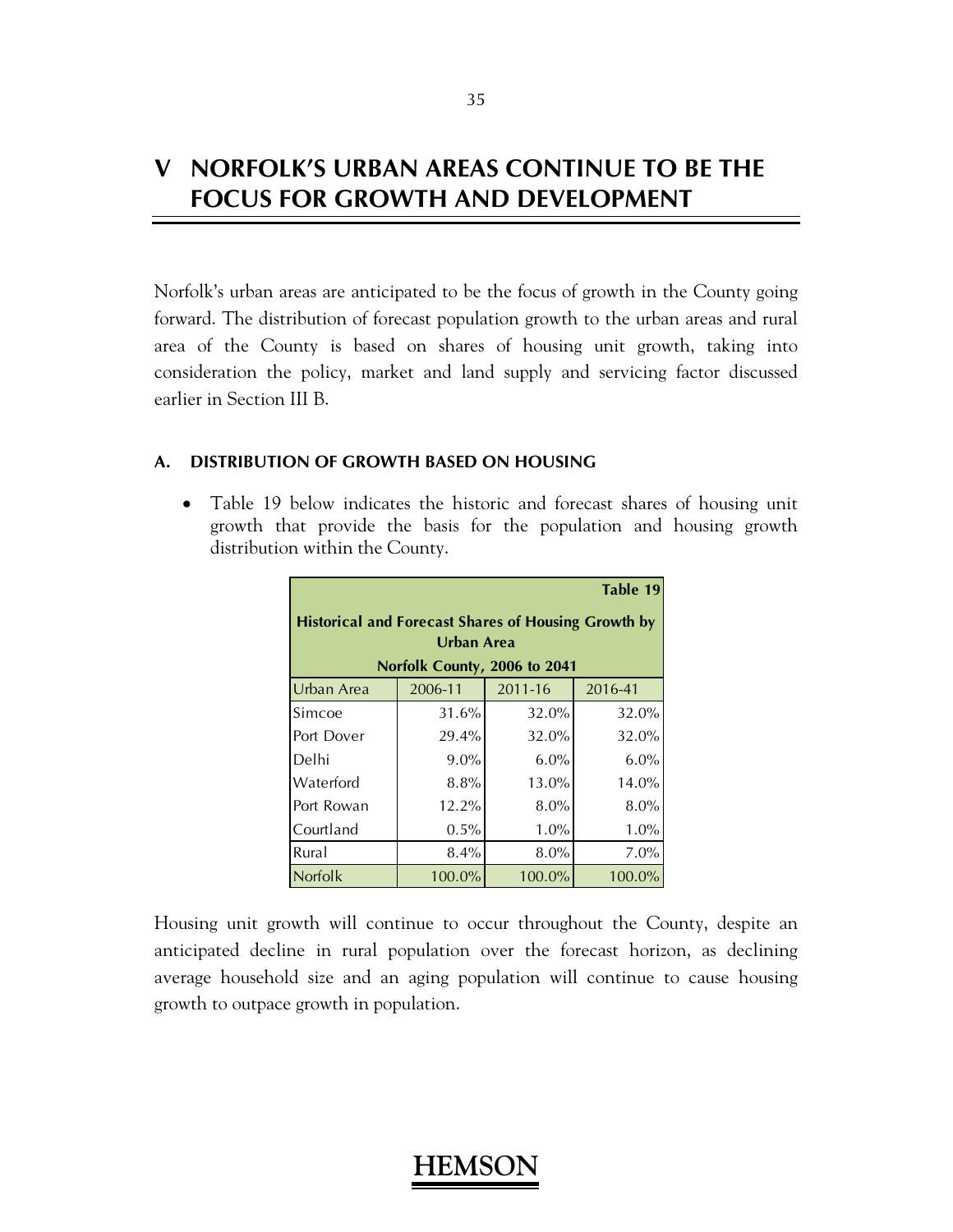# V NORFOLK'S URBAN AREAS CONTINUE TO BE THE FOCUS FOR GROWTH AND DEVELOPMENT

Norfolk's urban areas are anticipated to be the focus of growth in the County going forward. The distribution of forecast population growth to the urban areas and rural area of the County is based on shares of housing unit growth, taking into consideration the policy, market and land supply and servicing factor discussed earlier in Section III B.

### A. DISTRIBUTION OF GROWTH BASED ON HOUSING

- Table 19 below indicates the historic and forecast shares of housing unit growth that provide the basis for the population and housing growth distribution within the County.

**Table 19**

**Historical and Forecast Shares of Housing Growth by Urban Area**

**Norfolk County, 2006 to 2041**

| Urban Area | 2006-11 | 2011-16 | 2016-41 |
|---|---|---|---|
| Simcoe | 31.6% | 32.0% | 32.0% |
| Port Dover | 29.4% | 32.0% | 32.0% |
| Delhi | 9.0% | 6.0% | 6.0% |
| Waterford | 8.8% | 13.0% | 14.0% |
| Port Rowan | 12.2% | 8.0% | 8.0% |
| Courtland | 0.5% | 1.0% | 1.0% |
| Rural | 8.4% | 8.0% | 7.0% |
| Norfolk | 100.0% | 100.0% | 100.0% |

Housing unit growth will continue to occur throughout the County, despite an anticipated decline in rural population over the forecast horizon, as declining average household size and an aging population will continue to cause housing growth to outpace growth in population.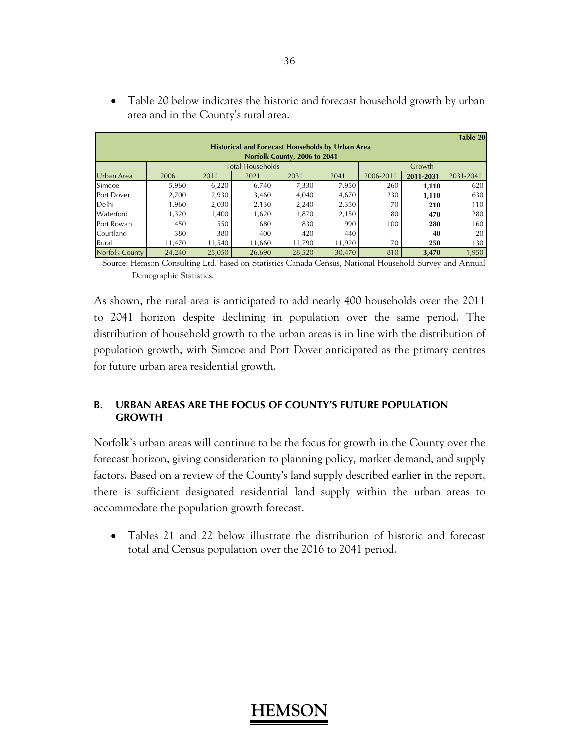- Table 20 below indicates the historic and forecast household growth by urban area and in the County's rural area.

| Table 20 | | | | | | | | |
|---|---|---|---|---|---|---|---|---|
| **Historical and Forecast Households by Urban Area** | | | | | | | | |
| **Norfolk County, 2006 to 2041** | | | | | | | | |
| | Total Households | | | | | Growth | | |
| Urban Area | 2006 | 2011 | 2021 | 2031 | 2041 | 2006-2011 | **2011-2031** | 2031-2041 |
| Simcoe | 5,960 | 6,220 | 6,740 | 7,330 | 7,950 | 260 | **1,110** | 620 |
| Port Dover | 2,700 | 2,930 | 3,460 | 4,040 | 4,670 | 230 | **1,110** | 630 |
| Delhi | 1,960 | 2,030 | 2,130 | 2,240 | 2,350 | 70 | **210** | 110 |
| Waterford | 1,320 | 1,400 | 1,620 | 1,870 | 2,150 | 80 | **470** | 280 |
| Port Rowan | 450 | 550 | 680 | 830 | 990 | 100 | **280** | 160 |
| Courtland | 380 | 380 | 400 | 420 | 440 | - | **40** | 20 |
| Rural | 11,470 | 11,540 | 11,660 | 11,790 | 11,920 | 70 | **250** | 130 |
| Norfolk County | 24,240 | 25,050 | 26,690 | 28,520 | 30,470 | 810 | **3,470** | 1,950 |

Source: Hemson Consulting Ltd. based on Statistics Canada Census, National Household Survey and Annual Demographic Statistics.

As shown, the rural area is anticipated to add nearly 400 households over the 2011 to 2041 horizon despite declining in population over the same period. The distribution of household growth to the urban areas is in line with the distribution of population growth, with Simcoe and Port Dover anticipated as the primary centres for future urban area residential growth.

## B. URBAN AREAS ARE THE FOCUS OF COUNTY'S FUTURE POPULATION GROWTH

Norfolk's urban areas will continue to be the focus for growth in the County over the forecast horizon, giving consideration to planning policy, market demand, and supply factors. Based on a review of the County's land supply described earlier in the report, there is sufficient designated residential land supply within the urban areas to accommodate the population growth forecast.

- Tables 21 and 22 below illustrate the distribution of historic and forecast total and Census population over the 2016 to 2041 period.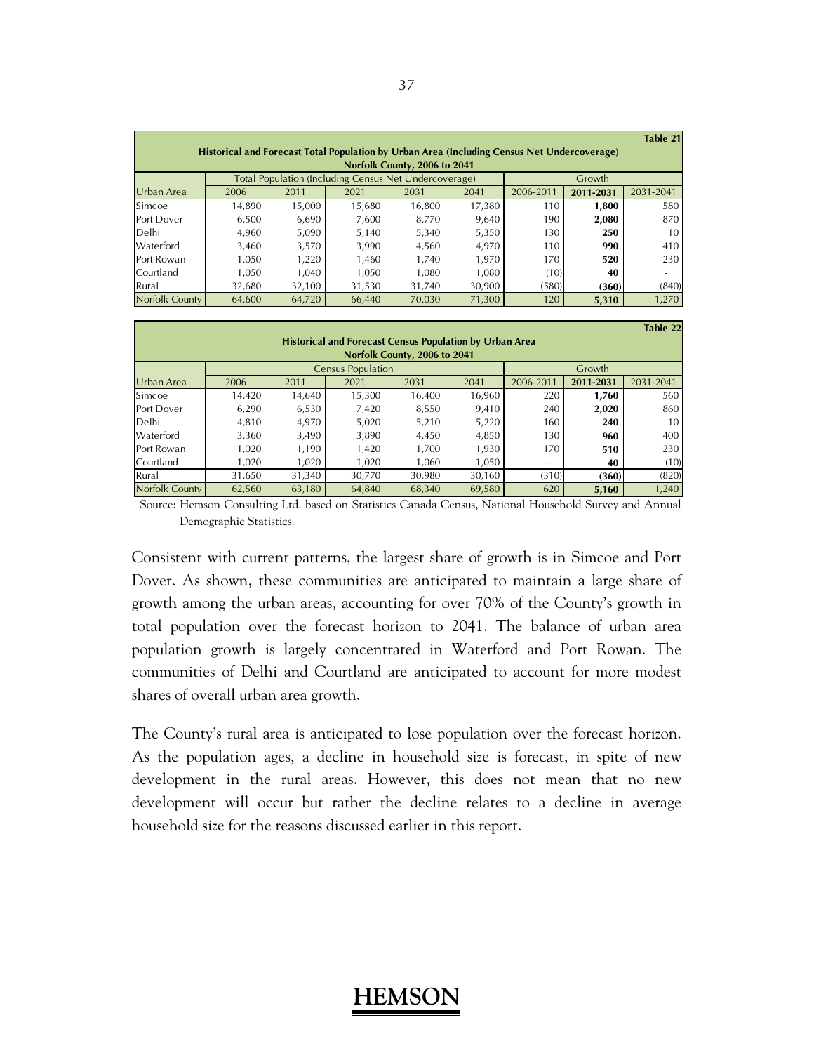**Table 21**

**Historical and Forecast Total Population by Urban Area (Including Census Net Undercoverage)**
**Norfolk County, 2006 to 2041**

| | Total Population (Including Census Net Undercoverage) | | | | | Growth | | |
|---|---|---|---|---|---|---|---|---|
| Urban Area | 2006 | 2011 | 2021 | 2031 | 2041 | 2006-2011 | **2011-2031** | 2031-2041 |
| Simcoe | 14,890 | 15,000 | 15,680 | 16,800 | 17,380 | 110 | **1,800** | 580 |
| Port Dover | 6,500 | 6,690 | 7,600 | 8,770 | 9,640 | 190 | **2,080** | 870 |
| Delhi | 4,960 | 5,090 | 5,140 | 5,340 | 5,350 | 130 | **250** | 10 |
| Waterford | 3,460 | 3,570 | 3,990 | 4,560 | 4,970 | 110 | **990** | 410 |
| Port Rowan | 1,050 | 1,220 | 1,460 | 1,740 | 1,970 | 170 | **520** | 230 |
| Courtland | 1,050 | 1,040 | 1,050 | 1,080 | 1,080 | (10) | **40** | - |
| Rural | 32,680 | 32,100 | 31,530 | 31,740 | 30,900 | (580) | **(360)** | (840) |
| Norfolk County | 64,600 | 64,720 | 66,440 | 70,030 | 71,300 | 120 | **5,310** | 1,270 |

**Table 22**

**Historical and Forecast Census Population by Urban Area**
**Norfolk County, 2006 to 2041**

| | Census Population | | | | | Growth | | |
|---|---|---|---|---|---|---|---|---|
| Urban Area | 2006 | 2011 | 2021 | 2031 | 2041 | 2006-2011 | **2011-2031** | 2031-2041 |
| Simcoe | 14,420 | 14,640 | 15,300 | 16,400 | 16,960 | 220 | **1,760** | 560 |
| Port Dover | 6,290 | 6,530 | 7,420 | 8,550 | 9,410 | 240 | **2,020** | 860 |
| Delhi | 4,810 | 4,970 | 5,020 | 5,210 | 5,220 | 160 | **240** | 10 |
| Waterford | 3,360 | 3,490 | 3,890 | 4,450 | 4,850 | 130 | **960** | 400 |
| Port Rowan | 1,020 | 1,190 | 1,420 | 1,700 | 1,930 | 170 | **510** | 230 |
| Courtland | 1,020 | 1,020 | 1,020 | 1,060 | 1,050 | - | **40** | (10) |
| Rural | 31,650 | 31,340 | 30,770 | 30,980 | 30,160 | (310) | **(360)** | (820) |
| Norfolk County | 62,560 | 63,180 | 64,840 | 68,340 | 69,580 | 620 | **5,160** | 1,240 |

Source: Hemson Consulting Ltd. based on Statistics Canada Census, National Household Survey and Annual Demographic Statistics.

Consistent with current patterns, the largest share of growth is in Simcoe and Port Dover. As shown, these communities are anticipated to maintain a large share of growth among the urban areas, accounting for over 70% of the County's growth in total population over the forecast horizon to 2041. The balance of urban area population growth is largely concentrated in Waterford and Port Rowan. The communities of Delhi and Courtland are anticipated to account for more modest shares of overall urban area growth.

The County's rural area is anticipated to lose population over the forecast horizon. As the population ages, a decline in household size is forecast, in spite of new development in the rural areas. However, this does not mean that no new development will occur but rather the decline relates to a decline in average household size for the reasons discussed earlier in this report.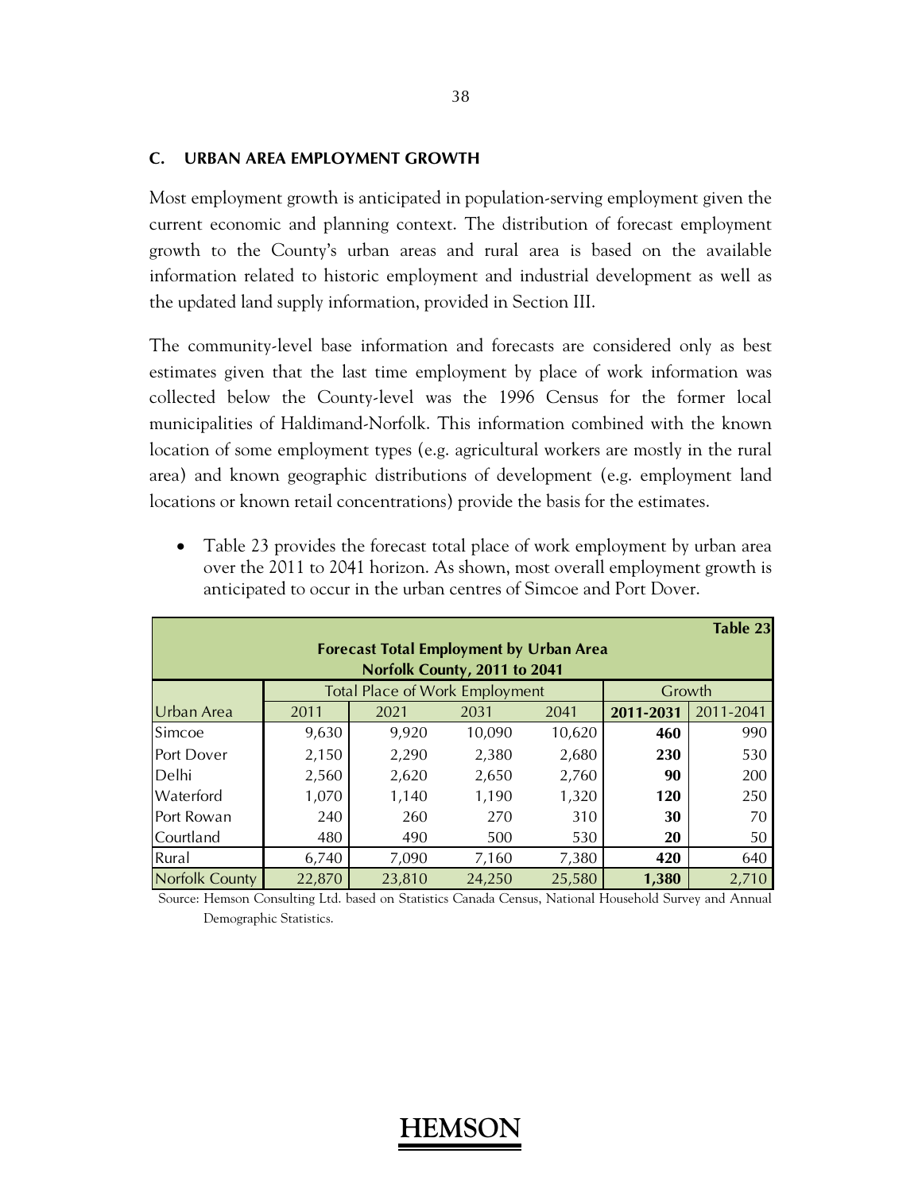## C. URBAN AREA EMPLOYMENT GROWTH

Most employment growth is anticipated in population-serving employment given the current economic and planning context. The distribution of forecast employment growth to the County's urban areas and rural area is based on the available information related to historic employment and industrial development as well as the updated land supply information, provided in Section III.

The community-level base information and forecasts are considered only as best estimates given that the last time employment by place of work information was collected below the County-level was the 1996 Census for the former local municipalities of Haldimand-Norfolk. This information combined with the known location of some employment types (e.g. agricultural workers are mostly in the rural area) and known geographic distributions of development (e.g. employment land locations or known retail concentrations) provide the basis for the estimates.

- Table 23 provides the forecast total place of work employment by urban area over the 2011 to 2041 horizon. As shown, most overall employment growth is anticipated to occur in the urban centres of Simcoe and Port Dover.

**Table 23**

**Forecast Total Employment by Urban Area**
**Norfolk County, 2011 to 2041**

| | Total Place of Work Employment | | | | Growth | |
|---|---|---|---|---|---|---|
| Urban Area | 2011 | 2021 | 2031 | 2041 | **2011-2031** | 2011-2041 |
| Simcoe | 9,630 | 9,920 | 10,090 | 10,620 | **460** | 990 |
| Port Dover | 2,150 | 2,290 | 2,380 | 2,680 | **230** | 530 |
| Delhi | 2,560 | 2,620 | 2,650 | 2,760 | **90** | 200 |
| Waterford | 1,070 | 1,140 | 1,190 | 1,320 | **120** | 250 |
| Port Rowan | 240 | 260 | 270 | 310 | **30** | 70 |
| Courtland | 480 | 490 | 500 | 530 | **20** | 50 |
| Rural | 6,740 | 7,090 | 7,160 | 7,380 | **420** | 640 |
| Norfolk County | 22,870 | 23,810 | 24,250 | 25,580 | **1,380** | 2,710 |

Source: Hemson Consulting Ltd. based on Statistics Canada Census, National Household Survey and Annual Demographic Statistics.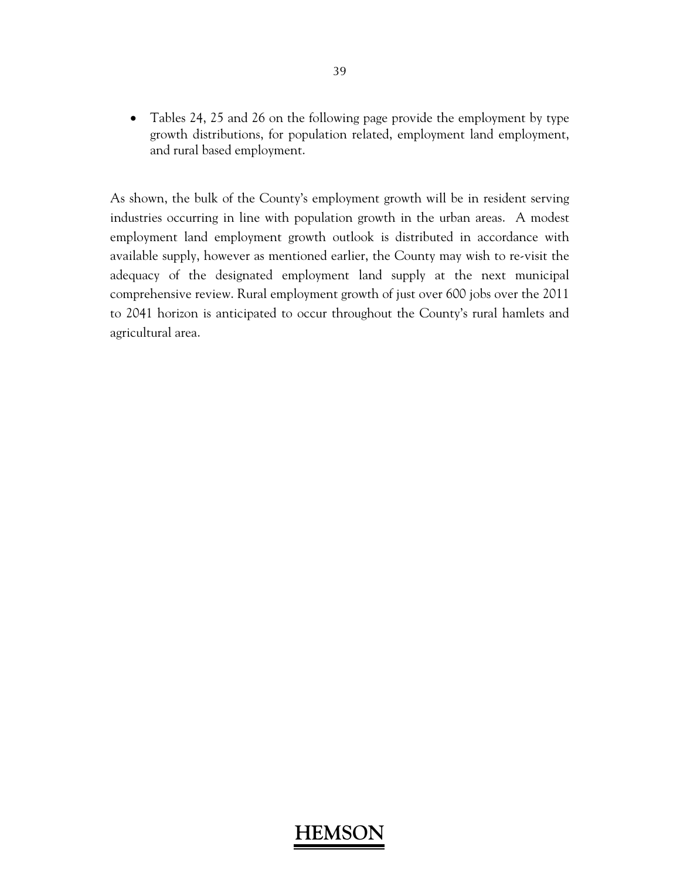- Tables 24, 25 and 26 on the following page provide the employment by type growth distributions, for population related, employment land employment, and rural based employment.

As shown, the bulk of the County's employment growth will be in resident serving industries occurring in line with population growth in the urban areas. A modest employment land employment growth outlook is distributed in accordance with available supply, however as mentioned earlier, the County may wish to re-visit the adequacy of the designated employment land supply at the next municipal comprehensive review. Rural employment growth of just over 600 jobs over the 2011 to 2041 horizon is anticipated to occur throughout the County's rural hamlets and agricultural area.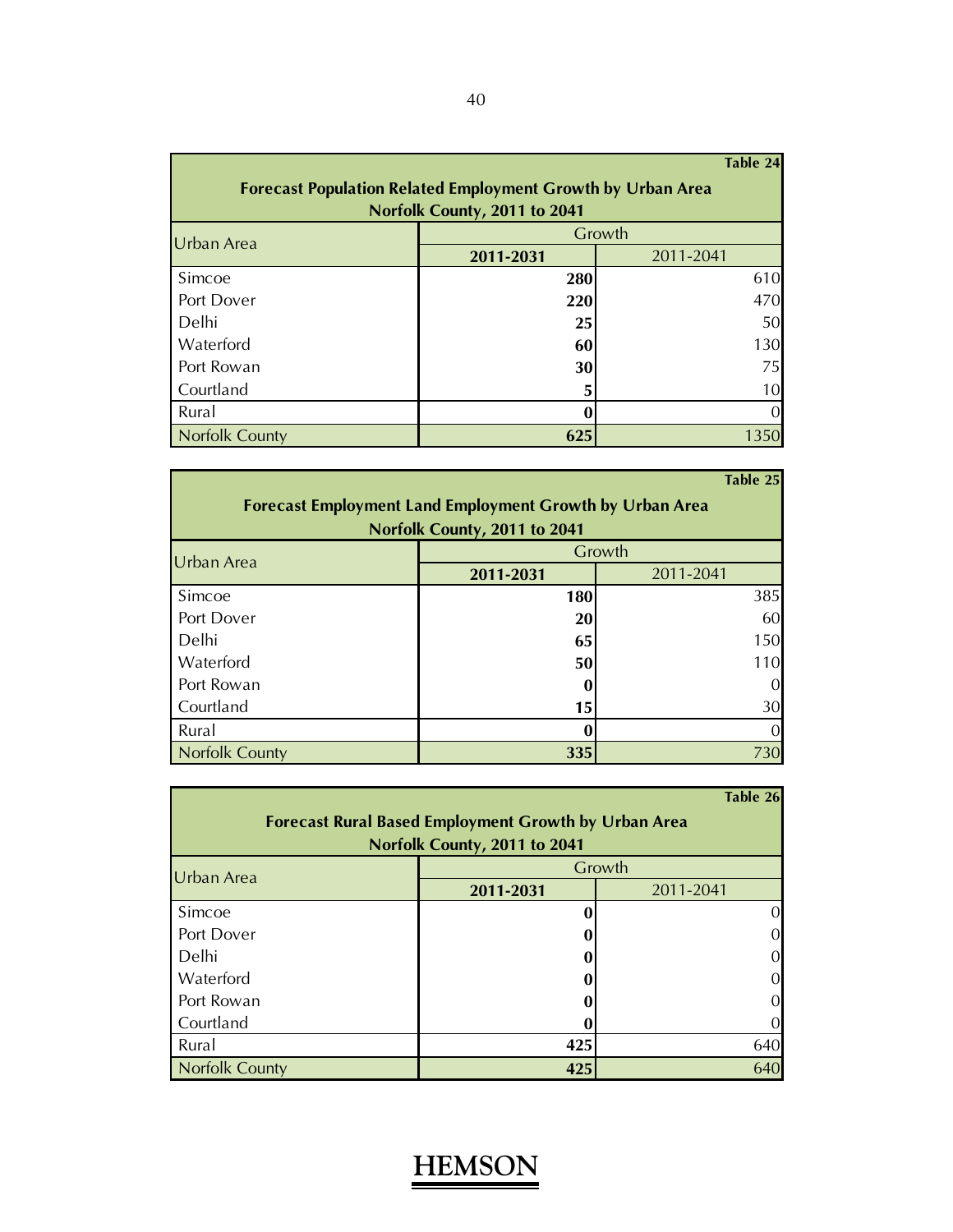**Table 24**

**Forecast Population Related Employment Growth by Urban Area**
**Norfolk County, 2011 to 2041**

| Urban Area | Growth | |
|---|---|---|
| | **2011-2031** | 2011-2041 |
| Simcoe | **280** | 610 |
| Port Dover | **220** | 470 |
| Delhi | **25** | 50 |
| Waterford | **60** | 130 |
| Port Rowan | **30** | 75 |
| Courtland | **5** | 10 |
| Rural | **0** | 0 |
| Norfolk County | **625** | 1350 |

**Table 25**

**Forecast Employment Land Employment Growth by Urban Area**
**Norfolk County, 2011 to 2041**

| Urban Area | Growth | |
|---|---|---|
| | **2011-2031** | 2011-2041 |
| Simcoe | **180** | 385 |
| Port Dover | **20** | 60 |
| Delhi | **65** | 150 |
| Waterford | **50** | 110 |
| Port Rowan | **0** | 0 |
| Courtland | **15** | 30 |
| Rural | **0** | 0 |
| Norfolk County | **335** | 730 |

**Table 26**

**Forecast Rural Based Employment Growth by Urban Area**
**Norfolk County, 2011 to 2041**

| Urban Area | Growth | |
|---|---|---|
| | **2011-2031** | 2011-2041 |
| Simcoe | **0** | 0 |
| Port Dover | **0** | 0 |
| Delhi | **0** | 0 |
| Waterford | **0** | 0 |
| Port Rowan | **0** | 0 |
| Courtland | **0** | 0 |
| Rural | **425** | 640 |
| Norfolk County | **425** | 640 |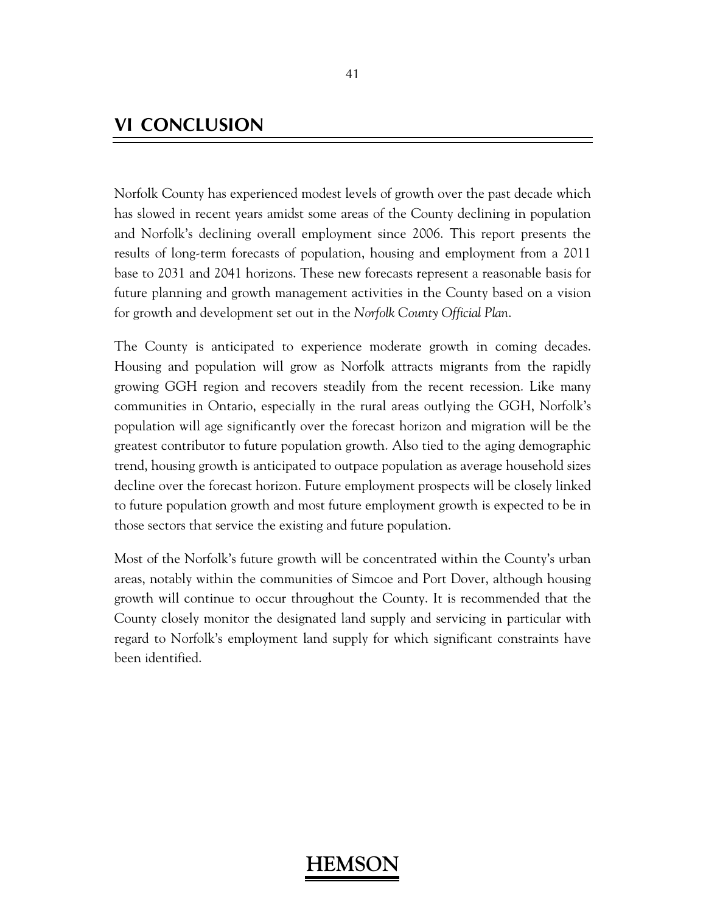# VI CONCLUSION

Norfolk County has experienced modest levels of growth over the past decade which has slowed in recent years amidst some areas of the County declining in population and Norfolk's declining overall employment since 2006. This report presents the results of long-term forecasts of population, housing and employment from a 2011 base to 2031 and 2041 horizons. These new forecasts represent a reasonable basis for future planning and growth management activities in the County based on a vision for growth and development set out in the *Norfolk County Official Plan*.

The County is anticipated to experience moderate growth in coming decades. Housing and population will grow as Norfolk attracts migrants from the rapidly growing GGH region and recovers steadily from the recent recession. Like many communities in Ontario, especially in the rural areas outlying the GGH, Norfolk's population will age significantly over the forecast horizon and migration will be the greatest contributor to future population growth. Also tied to the aging demographic trend, housing growth is anticipated to outpace population as average household sizes decline over the forecast horizon. Future employment prospects will be closely linked to future population growth and most future employment growth is expected to be in those sectors that service the existing and future population.

Most of the Norfolk's future growth will be concentrated within the County's urban areas, notably within the communities of Simcoe and Port Dover, although housing growth will continue to occur throughout the County. It is recommended that the County closely monitor the designated land supply and servicing in particular with regard to Norfolk's employment land supply for which significant constraints have been identified.